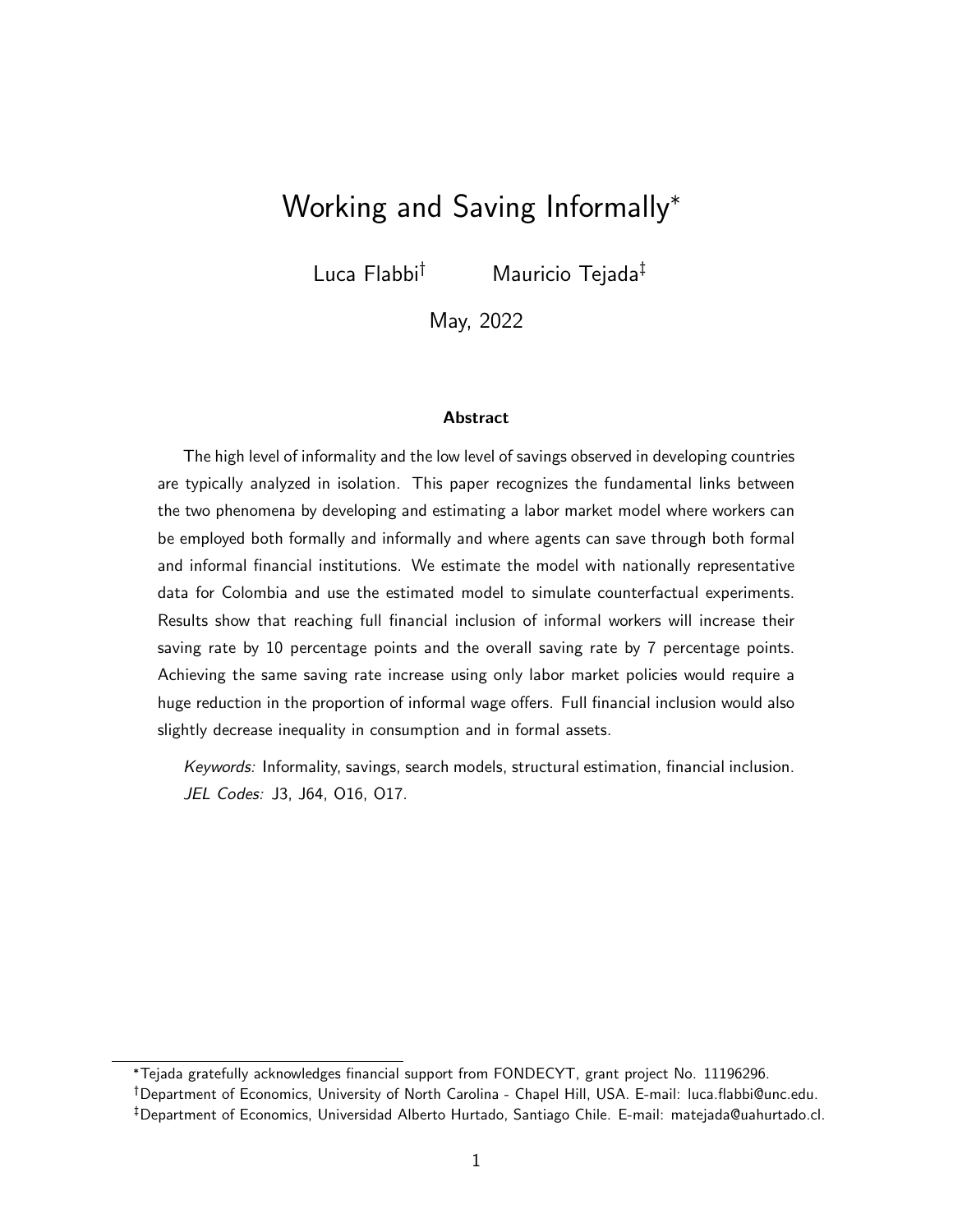# Working and Saving Informally*

Luca Flabbi[†] Mauricio Tejada[‡]

May, 2022

### Abstract

The high level of informality and the low level of savings observed in developing countries are typically analyzed in isolation. This paper recognizes the fundamental links between the two phenomena by developing and estimating a labor market model where workers can be employed both formally and informally and where agents can save through both formal and informal financial institutions. We estimate the model with nationally representative data for Colombia and use the estimated model to simulate counterfactual experiments. Results show that reaching full financial inclusion of informal workers will increase their saving rate by 10 percentage points and the overall saving rate by 7 percentage points. Achieving the same saving rate increase using only labor market policies would require a huge reduction in the proportion of informal wage offers. Full financial inclusion would also slightly decrease inequality in consumption and in formal assets.

*Keywords:* Informality, savings, search models, structural estimation, financial inclusion.
*JEL Codes:* J3, J64, O16, O17.

---

*Tejada gratefully acknowledges financial support from FONDECYT, grant project No. 11196296.

[†]Department of Economics, University of North Carolina - Chapel Hill, USA. E-mail: luca.flabbi@unc.edu.

[‡]Department of Economics, Universidad Alberto Hurtado, Santiago Chile. E-mail: matejada@uahurtado.cl.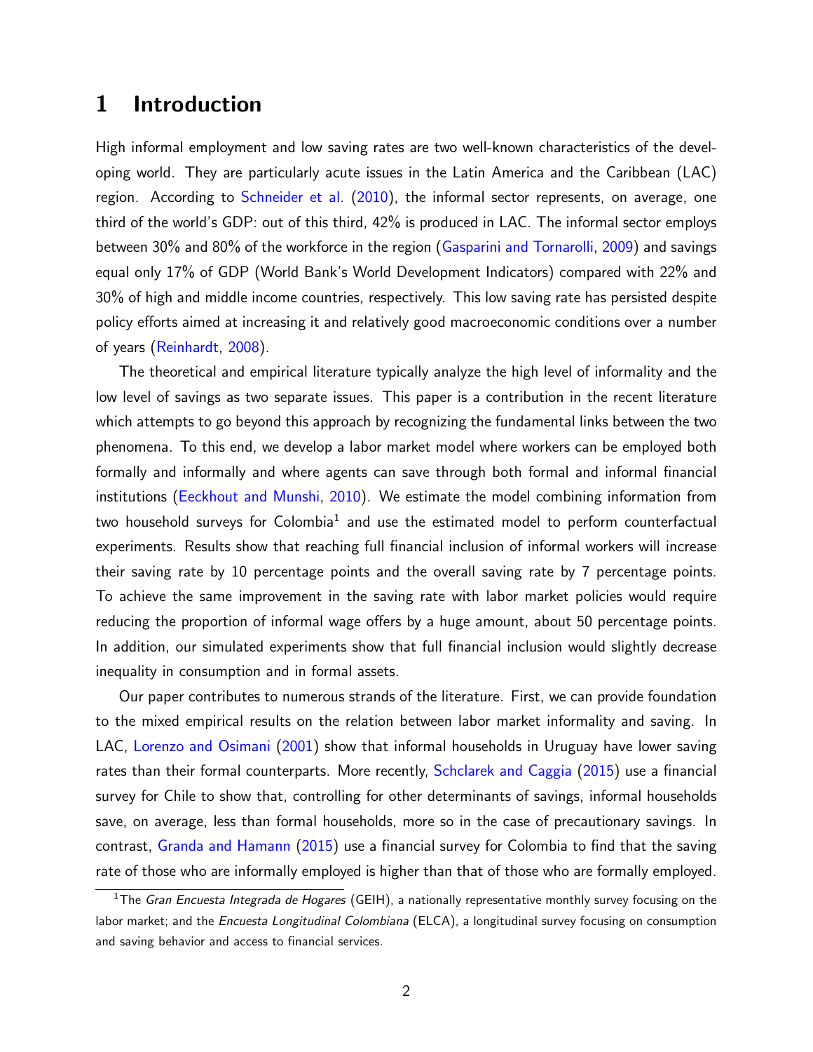# 1 Introduction

High informal employment and low saving rates are two well-known characteristics of the developing world. They are particularly acute issues in the Latin America and the Caribbean (LAC) region. According to Schneider et al. (2010), the informal sector represents, on average, one third of the world's GDP: out of this third, 42% is produced in LAC. The informal sector employs between 30% and 80% of the workforce in the region (Gasparini and Tornarolli, 2009) and savings equal only 17% of GDP (World Bank's World Development Indicators) compared with 22% and 30% of high and middle income countries, respectively. This low saving rate has persisted despite policy efforts aimed at increasing it and relatively good macroeconomic conditions over a number of years (Reinhardt, 2008).

The theoretical and empirical literature typically analyze the high level of informality and the low level of savings as two separate issues. This paper is a contribution in the recent literature which attempts to go beyond this approach by recognizing the fundamental links between the two phenomena. To this end, we develop a labor market model where workers can be employed both formally and informally and where agents can save through both formal and informal financial institutions (Eeckhout and Munshi, 2010). We estimate the model combining information from two household surveys for Colombia[1] and use the estimated model to perform counterfactual experiments. Results show that reaching full financial inclusion of informal workers will increase their saving rate by 10 percentage points and the overall saving rate by 7 percentage points. To achieve the same improvement in the saving rate with labor market policies would require reducing the proportion of informal wage offers by a huge amount, about 50 percentage points. In addition, our simulated experiments show that full financial inclusion would slightly decrease inequality in consumption and in formal assets.

Our paper contributes to numerous strands of the literature. First, we can provide foundation to the mixed empirical results on the relation between labor market informality and saving. In LAC, Lorenzo and Osimani (2001) show that informal households in Uruguay have lower saving rates than their formal counterparts. More recently, Schclarek and Caggia (2015) use a financial survey for Chile to show that, controlling for other determinants of savings, informal households save, on average, less than formal households, more so in the case of precautionary savings. In contrast, Granda and Hamann (2015) use a financial survey for Colombia to find that the saving rate of those who are informally employed is higher than that of those who are formally employed.

[1] The *Gran Encuesta Integrada de Hogares* (GEIH), a nationally representative monthly survey focusing on the labor market; and the *Encuesta Longitudinal Colombiana* (ELCA), a longitudinal survey focusing on consumption and saving behavior and access to financial services.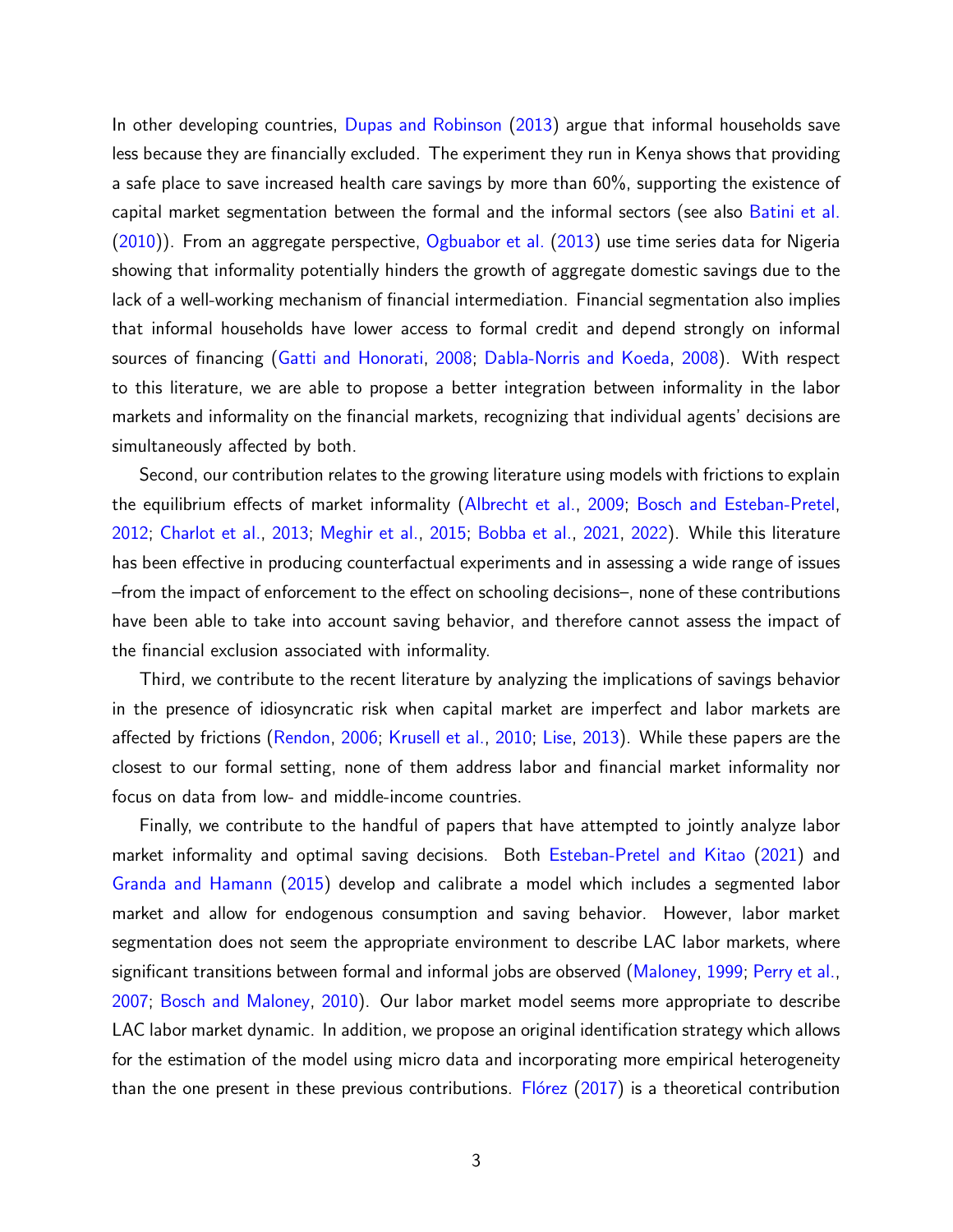In other developing countries, Dupas and Robinson (2013) argue that informal households save less because they are financially excluded. The experiment they run in Kenya shows that providing a safe place to save increased health care savings by more than 60%, supporting the existence of capital market segmentation between the formal and the informal sectors (see also Batini et al. (2010)). From an aggregate perspective, Ogbuabor et al. (2013) use time series data for Nigeria showing that informality potentially hinders the growth of aggregate domestic savings due to the lack of a well-working mechanism of financial intermediation. Financial segmentation also implies that informal households have lower access to formal credit and depend strongly on informal sources of financing (Gatti and Honorati, 2008; Dabla-Norris and Koeda, 2008). With respect to this literature, we are able to propose a better integration between informality in the labor markets and informality on the financial markets, recognizing that individual agents' decisions are simultaneously affected by both.

Second, our contribution relates to the growing literature using models with frictions to explain the equilibrium effects of market informality (Albrecht et al., 2009; Bosch and Esteban-Pretel, 2012; Charlot et al., 2013; Meghir et al., 2015; Bobba et al., 2021, 2022). While this literature has been effective in producing counterfactual experiments and in assessing a wide range of issues –from the impact of enforcement to the effect on schooling decisions–, none of these contributions have been able to take into account saving behavior, and therefore cannot assess the impact of the financial exclusion associated with informality.

Third, we contribute to the recent literature by analyzing the implications of savings behavior in the presence of idiosyncratic risk when capital market are imperfect and labor markets are affected by frictions (Rendon, 2006; Krusell et al., 2010; Lise, 2013). While these papers are the closest to our formal setting, none of them address labor and financial market informality nor focus on data from low- and middle-income countries.

Finally, we contribute to the handful of papers that have attempted to jointly analyze labor market informality and optimal saving decisions. Both Esteban-Pretel and Kitao (2021) and Granda and Hamann (2015) develop and calibrate a model which includes a segmented labor market and allow for endogenous consumption and saving behavior. However, labor market segmentation does not seem the appropriate environment to describe LAC labor markets, where significant transitions between formal and informal jobs are observed (Maloney, 1999; Perry et al., 2007; Bosch and Maloney, 2010). Our labor market model seems more appropriate to describe LAC labor market dynamic. In addition, we propose an original identification strategy which allows for the estimation of the model using micro data and incorporating more empirical heterogeneity than the one present in these previous contributions. Flórez (2017) is a theoretical contribution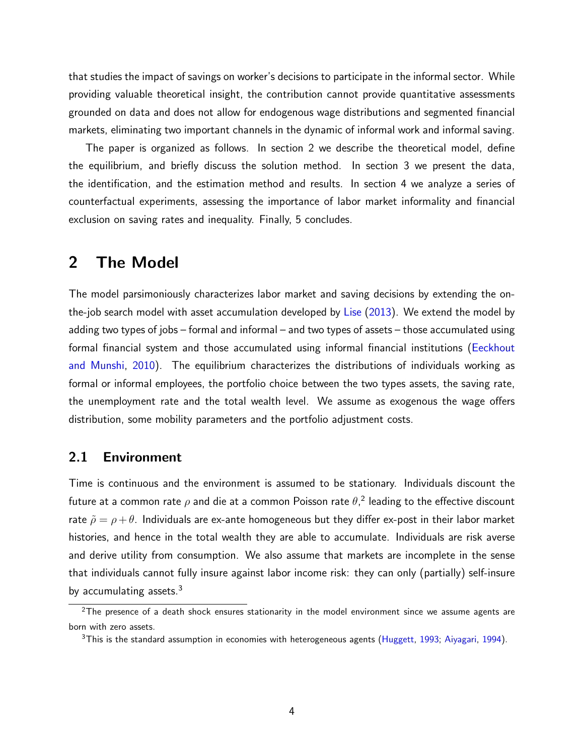that studies the impact of savings on worker's decisions to participate in the informal sector. While providing valuable theoretical insight, the contribution cannot provide quantitative assessments grounded on data and does not allow for endogenous wage distributions and segmented financial markets, eliminating two important channels in the dynamic of informal work and informal saving.

The paper is organized as follows. In section 2 we describe the theoretical model, define the equilibrium, and briefly discuss the solution method. In section 3 we present the data, the identification, and the estimation method and results. In section 4 we analyze a series of counterfactual experiments, assessing the importance of labor market informality and financial exclusion on saving rates and inequality. Finally, 5 concludes.

# 2 The Model

The model parsimoniously characterizes labor market and saving decisions by extending the on-the-job search model with asset accumulation developed by Lise (2013). We extend the model by adding two types of jobs – formal and informal – and two types of assets – those accumulated using formal financial system and those accumulated using informal financial institutions (Eeckhout and Munshi, 2010). The equilibrium characterizes the distributions of individuals working as formal or informal employees, the portfolio choice between the two types assets, the saving rate, the unemployment rate and the total wealth level. We assume as exogenous the wage offers distribution, some mobility parameters and the portfolio adjustment costs.

## 2.1 Environment

Time is continuous and the environment is assumed to be stationary. Individuals discount the future at a common rate $\rho$ and die at a common Poisson rate $\theta$,[2] leading to the effective discount rate $\tilde{\rho} = \rho + \theta$. Individuals are ex-ante homogeneous but they differ ex-post in their labor market histories, and hence in the total wealth they are able to accumulate. Individuals are risk averse and derive utility from consumption. We also assume that markets are incomplete in the sense that individuals cannot fully insure against labor income risk: they can only (partially) self-insure by accumulating assets.[3]

[2] The presence of a death shock ensures stationarity in the model environment since we assume agents are born with zero assets.

[3] This is the standard assumption in economies with heterogeneous agents (Huggett, 1993; Aiyagari, 1994).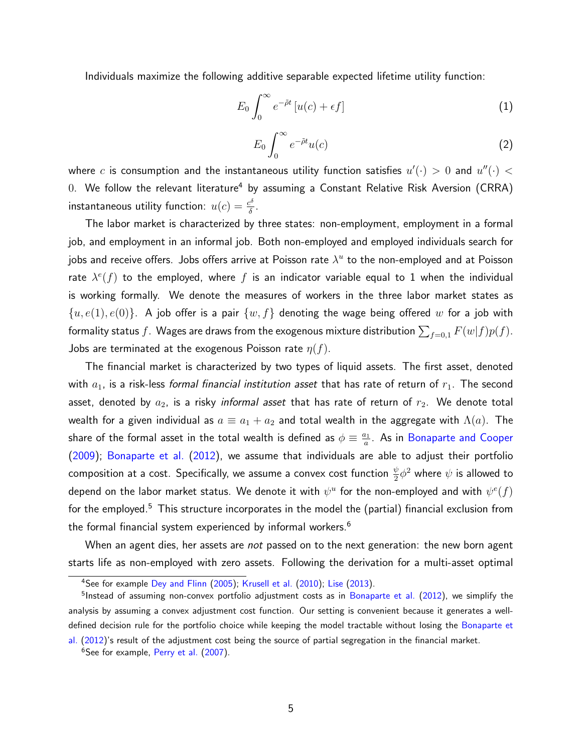Individuals maximize the following additive separable expected lifetime utility function:

$$E_0 \int_0^\infty e^{-\tilde{\rho}t} \left[ u(c) + \epsilon f \right] \tag{1}$$

$$E_0 \int_0^\infty e^{-\tilde{\rho}t} u(c) \tag{2}$$

where $c$ is consumption and the instantaneous utility function satisfies $u'(\cdot) > 0$ and $u''(\cdot) < 0$. We follow the relevant literature[4] by assuming a Constant Relative Risk Aversion (CRRA) instantaneous utility function: $u(c) = \frac{c^\delta}{\delta}$.

The labor market is characterized by three states: non-employment, employment in a formal job, and employment in an informal job. Both non-employed and employed individuals search for jobs and receive offers. Jobs offers arrive at Poisson rate $\lambda^u$ to the non-employed and at Poisson rate $\lambda^e(f)$ to the employed, where $f$ is an indicator variable equal to 1 when the individual is working formally. We denote the measures of workers in the three labor market states as $\{u, e(1), e(0)\}$. A job offer is a pair $\{w, f\}$ denoting the wage being offered $w$ for a job with formality status $f$. Wages are draws from the exogenous mixture distribution $\sum_{f=0,1} F(w|f)p(f)$. Jobs are terminated at the exogenous Poisson rate $\eta(f)$.

The financial market is characterized by two types of liquid assets. The first asset, denoted with $a_1$, is a risk-less *formal financial institution asset* that has rate of return of $r_1$. The second asset, denoted by $a_2$, is a risky *informal asset* that has rate of return of $r_2$. We denote total wealth for a given individual as $a \equiv a_1 + a_2$ and total wealth in the aggregate with $\Lambda(a)$. The share of the formal asset in the total wealth is defined as $\phi \equiv \frac{a_1}{a}$. As in Bonaparte and Cooper (2009); Bonaparte et al. (2012), we assume that individuals are able to adjust their portfolio composition at a cost. Specifically, we assume a convex cost function $\frac{\psi}{2}\phi^2$ where $\psi$ is allowed to depend on the labor market status. We denote it with $\psi^u$ for the non-employed and with $\psi^e(f)$ for the employed.[5] This structure incorporates in the model the (partial) financial exclusion from the formal financial system experienced by informal workers.[6]

When an agent dies, her assets are *not* passed on to the next generation: the new born agent starts life as non-employed with zero assets. Following the derivation for a multi-asset optimal

[4] See for example Dey and Flinn (2005); Krusell et al. (2010); Lise (2013).

[5] Instead of assuming non-convex portfolio adjustment costs as in Bonaparte et al. (2012), we simplify the analysis by assuming a convex adjustment cost function. Our setting is convenient because it generates a well-defined decision rule for the portfolio choice while keeping the model tractable without losing the Bonaparte et al. (2012)'s result of the adjustment cost being the source of partial segregation in the financial market.

[6] See for example, Perry et al. (2007).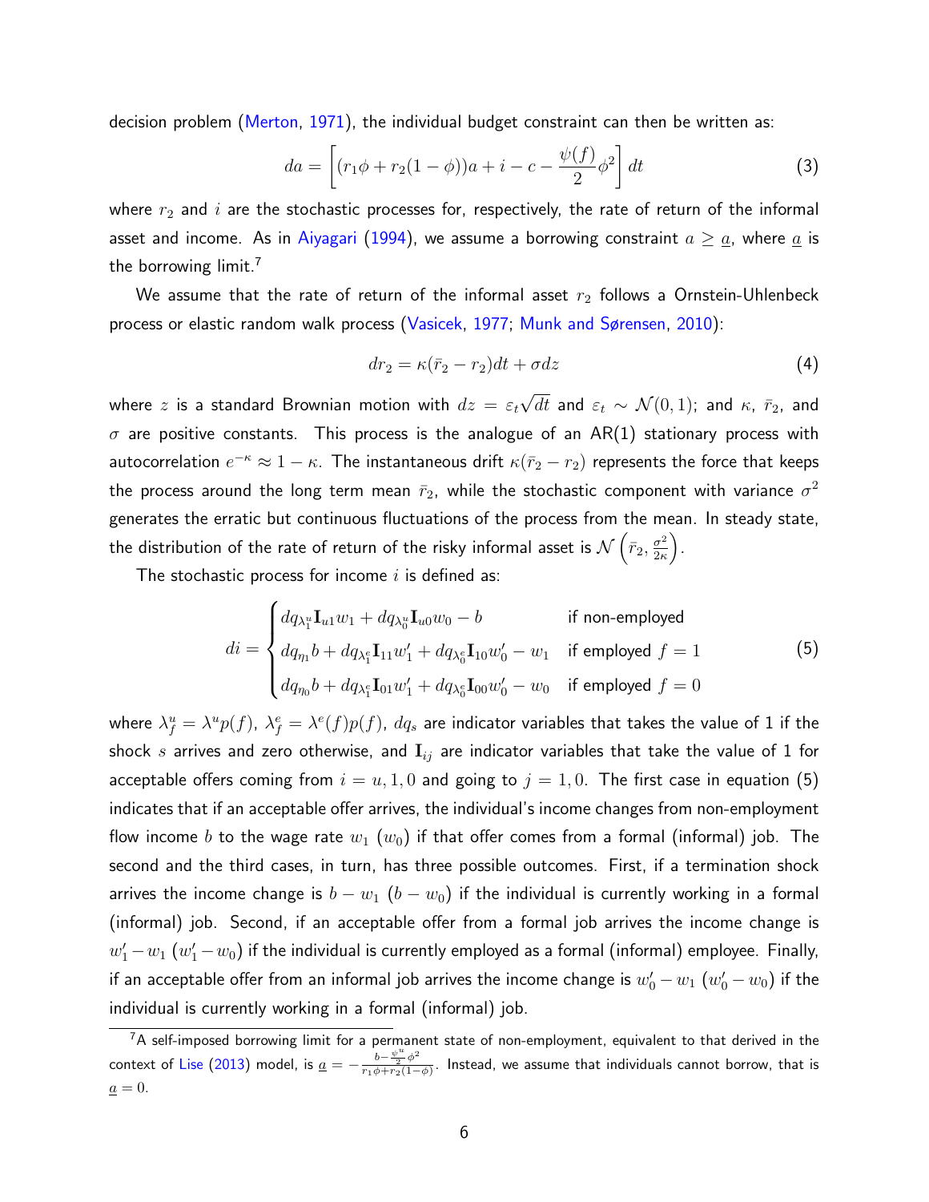decision problem (Merton, 1971), the individual budget constraint can then be written as:

$$da = \left[ (r_1\phi + r_2(1-\phi))a + i - c - \frac{\psi(f)}{2}\phi^2 \right] dt \tag{3}$$

where $r_2$ and $i$ are the stochastic processes for, respectively, the rate of return of the informal asset and income. As in Aiyagari (1994), we assume a borrowing constraint $a \geq \underline{a}$, where $\underline{a}$ is the borrowing limit.[7]

We assume that the rate of return of the informal asset $r_2$ follows a Ornstein-Uhlenbeck process or elastic random walk process (Vasicek, 1977; Munk and Sørensen, 2010):

$$dr_2 = \kappa(\bar{r}_2 - r_2)dt + \sigma dz \tag{4}$$

where $z$ is a standard Brownian motion with $dz = \varepsilon_t\sqrt{dt}$ and $\varepsilon_t \sim \mathcal{N}(0,1)$; and $\kappa$, $\bar{r}_2$, and $\sigma$ are positive constants. This process is the analogue of an AR(1) stationary process with autocorrelation $e^{-\kappa} \approx 1-\kappa$. The instantaneous drift $\kappa(\bar{r}_2 - r_2)$ represents the force that keeps the process around the long term mean $\bar{r}_2$, while the stochastic component with variance $\sigma^2$ generates the erratic but continuous fluctuations of the process from the mean. In steady state, the distribution of the rate of return of the risky informal asset is $\mathcal{N}\left(\bar{r}_2, \frac{\sigma^2}{2\kappa}\right)$.

The stochastic process for income $i$ is defined as:

$$di = \begin{cases} dq_{\lambda_1^u}\mathbf{I}_{u1}w_1 + dq_{\lambda_0^u}\mathbf{I}_{u0}w_0 - b & \text{if non-employed} \\ dq_{\eta_1}b + dq_{\lambda_1^e}\mathbf{I}_{11}w_1' + dq_{\lambda_0^e}\mathbf{I}_{10}w_0' - w_1 & \text{if employed } f=1 \\ dq_{\eta_0}b + dq_{\lambda_1^e}\mathbf{I}_{01}w_1' + dq_{\lambda_0^e}\mathbf{I}_{00}w_0' - w_0 & \text{if employed } f=0 \end{cases} \tag{5}$$

where $\lambda_f^u = \lambda^u p(f)$, $\lambda_f^e = \lambda^e(f)p(f)$, $dq_s$ are indicator variables that takes the value of 1 if the shock $s$ arrives and zero otherwise, and $\mathbf{I}_{ij}$ are indicator variables that take the value of 1 for acceptable offers coming from $i = u, 1, 0$ and going to $j = 1, 0$. The first case in equation (5) indicates that if an acceptable offer arrives, the individual's income changes from non-employment flow income $b$ to the wage rate $w_1$ ($w_0$) if that offer comes from a formal (informal) job. The second and the third cases, in turn, has three possible outcomes. First, if a termination shock arrives the income change is $b - w_1$ ($b - w_0$) if the individual is currently working in a formal (informal) job. Second, if an acceptable offer from a formal job arrives the income change is $w_1' - w_1$ ($w_1' - w_0$) if the individual is currently employed as a formal (informal) employee. Finally, if an acceptable offer from an informal job arrives the income change is $w_0' - w_1$ ($w_0' - w_0$) if the individual is currently working in a formal (informal) job.

[7] A self-imposed borrowing limit for a permanent state of non-employment, equivalent to that derived in the context of Lise (2013) model, is $\underline{a} = -\frac{b - \frac{\psi^u}{2}\phi^2}{r_1\phi + r_2(1-\phi)}$. Instead, we assume that individuals cannot borrow, that is $\underline{a} = 0$.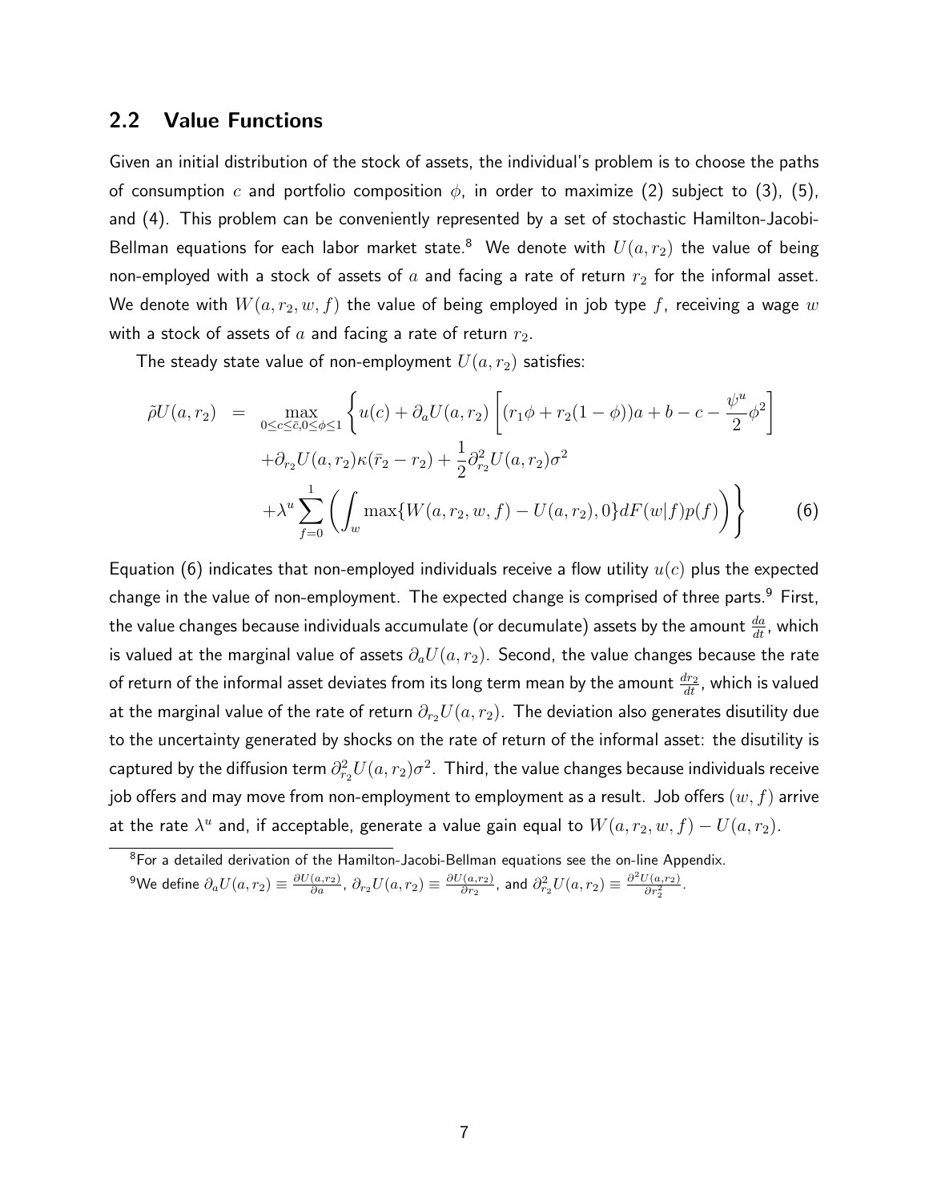## 2.2 Value Functions

Given an initial distribution of the stock of assets, the individual's problem is to choose the paths of consumption $c$ and portfolio composition $\phi$, in order to maximize (2) subject to (3), (5), and (4). This problem can be conveniently represented by a set of stochastic Hamilton-Jacobi-Bellman equations for each labor market state.[8] We denote with $U(a, r_2)$ the value of being non-employed with a stock of assets of $a$ and facing a rate of return $r_2$ for the informal asset. We denote with $W(a, r_2, w, f)$ the value of being employed in job type $f$, receiving a wage $w$ with a stock of assets of $a$ and facing a rate of return $r_2$.

The steady state value of non-employment $U(a, r_2)$ satisfies:

$$
\begin{aligned}
\tilde{\rho} U(a, r_2) = \max_{0 \leq c \leq \bar{c}, 0 \leq \phi \leq 1} \Bigg\{ & u(c) + \partial_a U(a, r_2) \left[ (r_1 \phi + r_2(1-\phi))a + b - c - \frac{\psi^u}{2}\phi^2 \right] \\
& + \partial_{r_2} U(a, r_2) \kappa (\bar{r}_2 - r_2) + \frac{1}{2} \partial^2_{r_2} U(a, r_2) \sigma^2 \\
& + \lambda^u \sum_{f=0}^{1} \left( \int_w \max\{W(a, r_2, w, f) - U(a, r_2), 0\} dF(w|f) p(f) \right) \Bigg\} \qquad (6)
\end{aligned}
$$

Equation (6) indicates that non-employed individuals receive a flow utility $u(c)$ plus the expected change in the value of non-employment. The expected change is comprised of three parts.[9] First, the value changes because individuals accumulate (or decumulate) assets by the amount $\frac{da}{dt}$, which is valued at the marginal value of assets $\partial_a U(a, r_2)$. Second, the value changes because the rate of return of the informal asset deviates from its long term mean by the amount $\frac{dr_2}{dt}$, which is valued at the marginal value of the rate of return $\partial_{r_2} U(a, r_2)$. The deviation also generates disutility due to the uncertainty generated by shocks on the rate of return of the informal asset: the disutility is captured by the diffusion term $\partial^2_{r_2} U(a, r_2)\sigma^2$. Third, the value changes because individuals receive job offers and may move from non-employment to employment as a result. Job offers $(w, f)$ arrive at the rate $\lambda^u$ and, if acceptable, generate a value gain equal to $W(a, r_2, w, f) - U(a, r_2)$.

[8] For a detailed derivation of the Hamilton-Jacobi-Bellman equations see the on-line Appendix.

[9] We define $\partial_a U(a, r_2) \equiv \frac{\partial U(a, r_2)}{\partial a}$, $\partial_{r_2} U(a, r_2) \equiv \frac{\partial U(a, r_2)}{\partial r_2}$, and $\partial^2_{r_2} U(a, r_2) \equiv \frac{\partial^2 U(a, r_2)}{\partial r_2^2}$.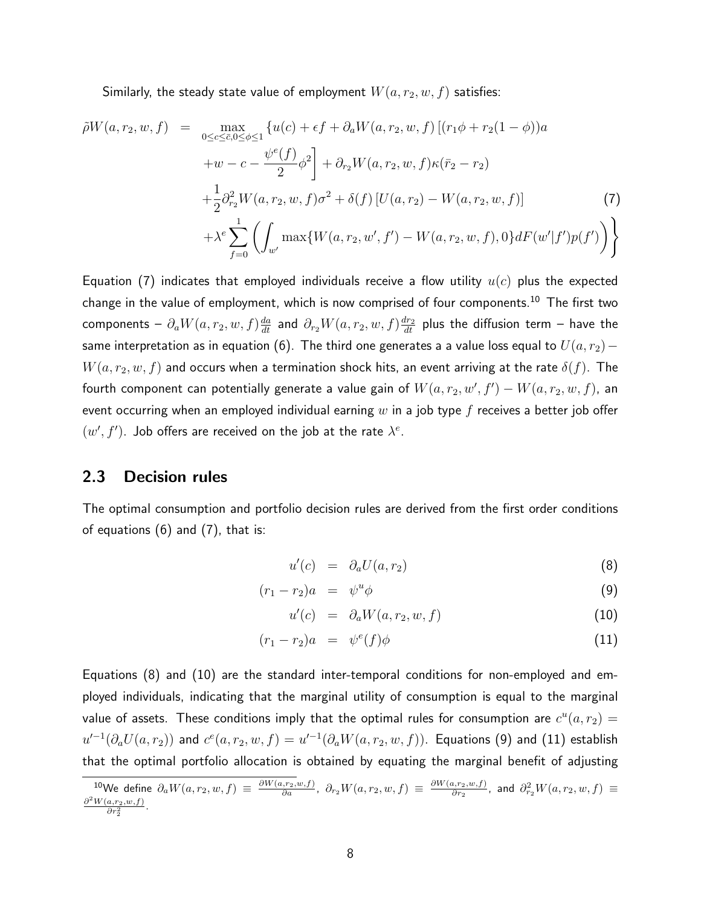Similarly, the steady state value of employment $W(a, r_2, w, f)$ satisfies:

$$
\begin{aligned}
\tilde{\rho} W(a, r_2, w, f) \;=\; & \max_{0 \leq c \leq \bar{c}, 0 \leq \phi \leq 1} \Bigg\{ u(c) + \epsilon f + \partial_a W(a, r_2, w, f) \left[ (r_1 \phi + r_2 (1 - \phi)) a \right. \\
& \left. + w - c - \frac{\psi^e(f)}{2} \phi^2 \right] + \partial_{r_2} W(a, r_2, w, f) \kappa (\bar{r}_2 - r_2) \\
& + \frac{1}{2} \partial_{r_2}^2 W(a, r_2, w, f) \sigma^2 + \delta(f) \left[ U(a, r_2) - W(a, r_2, w, f) \right] \\
& + \lambda^e \sum_{f=0}^{1} \left( \int_{w'} \max\{ W(a, r_2, w', f') - W(a, r_2, w, f), 0 \} dF(w'|f') p(f') \right) \Bigg\}
\end{aligned} \tag{7}
$$

Equation (7) indicates that employed individuals receive a flow utility $u(c)$ plus the expected change in the value of employment, which is now comprised of four components.[10] The first two components – $\partial_a W(a, r_2, w, f) \frac{da}{dt}$ and $\partial_{r_2} W(a, r_2, w, f) \frac{dr_2}{dt}$ plus the diffusion term – have the same interpretation as in equation (6). The third one generates a a value loss equal to $U(a, r_2) - W(a, r_2, w, f)$ and occurs when a termination shock hits, an event arriving at the rate $\delta(f)$. The fourth component can potentially generate a value gain of $W(a, r_2, w', f') - W(a, r_2, w, f)$, an event occurring when an employed individual earning $w$ in a job type $f$ receives a better job offer $(w', f')$. Job offers are received on the job at the rate $\lambda^e$.

## 2.3 Decision rules

The optimal consumption and portfolio decision rules are derived from the first order conditions of equations (6) and (7), that is:

$$
u'(c) = \partial_a U(a, r_2) \tag{8}
$$

$$
(r_1 - r_2) a = \psi^u \phi \tag{9}
$$

$$
u'(c) = \partial_a W(a, r_2, w, f) \tag{10}
$$

$$
(r_1 - r_2) a = \psi^e(f) \phi \tag{11}
$$

Equations (8) and (10) are the standard inter-temporal conditions for non-employed and employed individuals, indicating that the marginal utility of consumption is equal to the marginal value of assets. These conditions imply that the optimal rules for consumption are $c^u(a, r_2) = u'^{-1}(\partial_a U(a, r_2))$ and $c^e(a, r_2, w, f) = u'^{-1}(\partial_a W(a, r_2, w, f))$. Equations (9) and (11) establish that the optimal portfolio allocation is obtained by equating the marginal benefit of adjusting

[10] We define $\partial_a W(a, r_2, w, f) \equiv \frac{\partial W(a, r_2, w, f)}{\partial a}$, $\partial_{r_2} W(a, r_2, w, f) \equiv \frac{\partial W(a, r_2, w, f)}{\partial r_2}$, and $\partial_{r_2}^2 W(a, r_2, w, f) \equiv \frac{\partial^2 W(a, r_2, w, f)}{\partial r_2^2}$.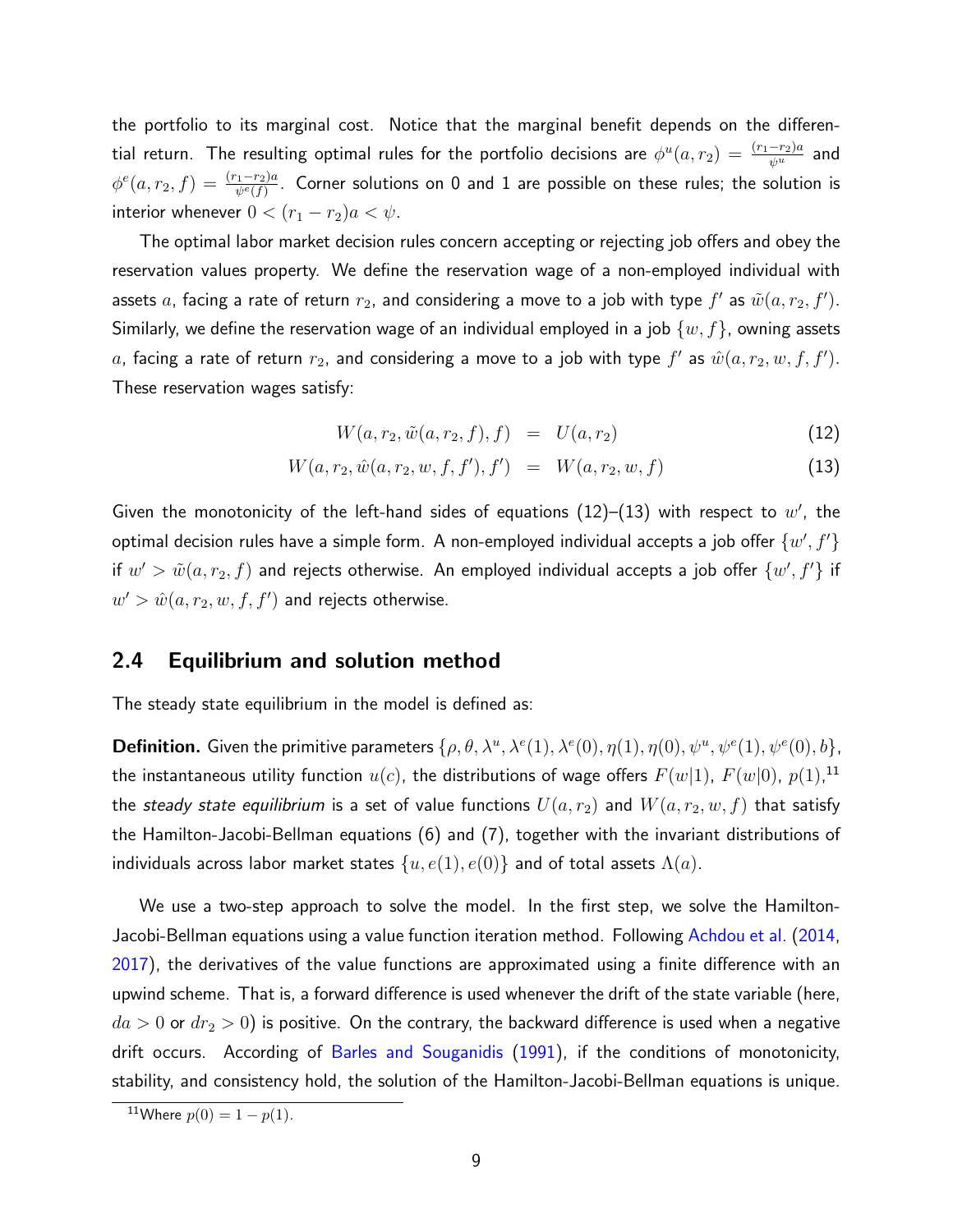the portfolio to its marginal cost. Notice that the marginal benefit depends on the differential return. The resulting optimal rules for the portfolio decisions are $\phi^u(a, r_2) = \frac{(r_1 - r_2)a}{\psi^u}$ and $\phi^e(a, r_2, f) = \frac{(r_1 - r_2)a}{\psi^e(f)}$. Corner solutions on 0 and 1 are possible on these rules; the solution is interior whenever $0 < (r_1 - r_2)a < \psi$.

The optimal labor market decision rules concern accepting or rejecting job offers and obey the reservation values property. We define the reservation wage of a non-employed individual with assets $a$, facing a rate of return $r_2$, and considering a move to a job with type $f'$ as $\tilde{w}(a, r_2, f')$. Similarly, we define the reservation wage of an individual employed in a job $\{w, f\}$, owning assets $a$, facing a rate of return $r_2$, and considering a move to a job with type $f'$ as $\hat{w}(a, r_2, w, f, f')$. These reservation wages satisfy:

$$W(a, r_2, \tilde{w}(a, r_2, f), f) = U(a, r_2) \tag{12}$$

$$W(a, r_2, \hat{w}(a, r_2, w, f, f'), f') = W(a, r_2, w, f) \tag{13}$$

Given the monotonicity of the left-hand sides of equations (12)–(13) with respect to $w'$, the optimal decision rules have a simple form. A non-employed individual accepts a job offer $\{w', f'\}$ if $w' > \tilde{w}(a, r_2, f)$ and rejects otherwise. An employed individual accepts a job offer $\{w', f'\}$ if $w' > \hat{w}(a, r_2, w, f, f')$ and rejects otherwise.

## 2.4 Equilibrium and solution method

The steady state equilibrium in the model is defined as:

**Definition.** Given the primitive parameters $\{\rho, \theta, \lambda^u, \lambda^e(1), \lambda^e(0), \eta(1), \eta(0), \psi^u, \psi^e(1), \psi^e(0), b\}$, the instantaneous utility function $u(c)$, the distributions of wage offers $F(w|1)$, $F(w|0)$, $p(1)$,[11] the *steady state equilibrium* is a set of value functions $U(a, r_2)$ and $W(a, r_2, w, f)$ that satisfy the Hamilton-Jacobi-Bellman equations (6) and (7), together with the invariant distributions of individuals across labor market states $\{u, e(1), e(0)\}$ and of total assets $\Lambda(a)$.

We use a two-step approach to solve the model. In the first step, we solve the Hamilton-Jacobi-Bellman equations using a value function iteration method. Following Achdou et al. (2014, 2017), the derivatives of the value functions are approximated using a finite difference with an upwind scheme. That is, a forward difference is used whenever the drift of the state variable (here, $da > 0$ or $dr_2 > 0$) is positive. On the contrary, the backward difference is used when a negative drift occurs. According of Barles and Souganidis (1991), if the conditions of monotonicity, stability, and consistency hold, the solution of the Hamilton-Jacobi-Bellman equations is unique.

[11] Where $p(0) = 1 - p(1)$.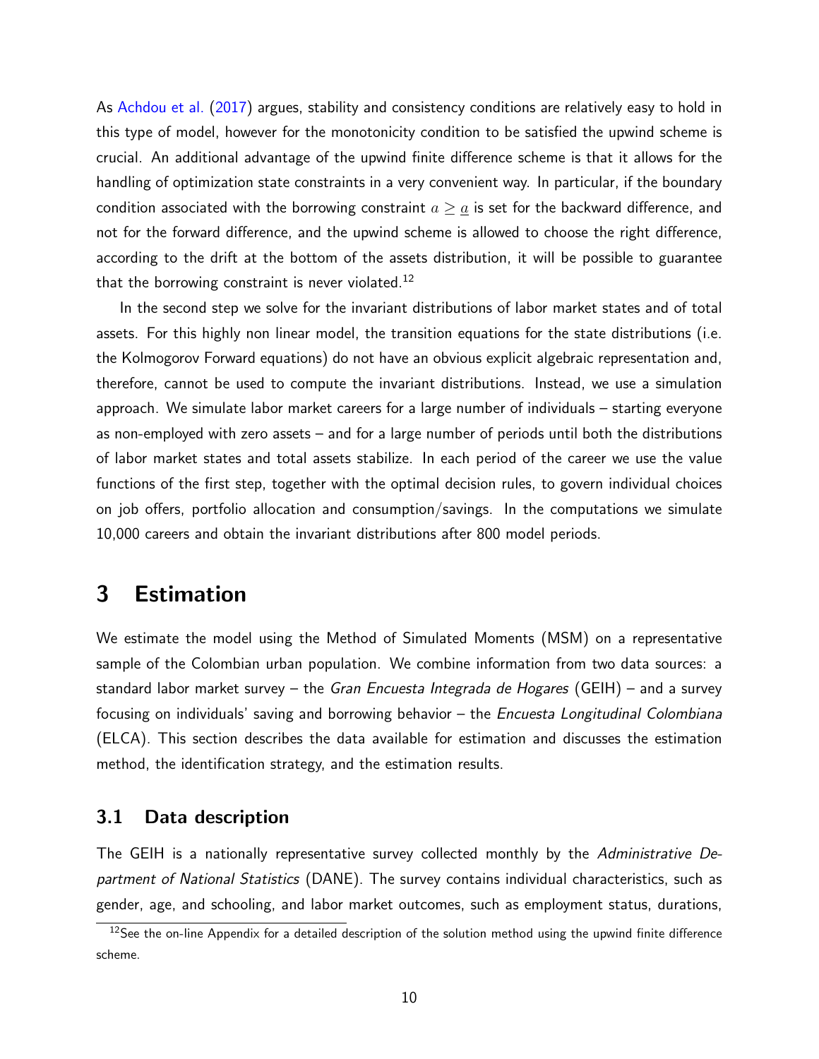As Achdou et al. (2017) argues, stability and consistency conditions are relatively easy to hold in this type of model, however for the monotonicity condition to be satisfied the upwind scheme is crucial. An additional advantage of the upwind finite difference scheme is that it allows for the handling of optimization state constraints in a very convenient way. In particular, if the boundary condition associated with the borrowing constraint $a \geq \underline{a}$ is set for the backward difference, and not for the forward difference, and the upwind scheme is allowed to choose the right difference, according to the drift at the bottom of the assets distribution, it will be possible to guarantee that the borrowing constraint is never violated.[12]

In the second step we solve for the invariant distributions of labor market states and of total assets. For this highly non linear model, the transition equations for the state distributions (i.e. the Kolmogorov Forward equations) do not have an obvious explicit algebraic representation and, therefore, cannot be used to compute the invariant distributions. Instead, we use a simulation approach. We simulate labor market careers for a large number of individuals – starting everyone as non-employed with zero assets – and for a large number of periods until both the distributions of labor market states and total assets stabilize. In each period of the career we use the value functions of the first step, together with the optimal decision rules, to govern individual choices on job offers, portfolio allocation and consumption/savings. In the computations we simulate 10,000 careers and obtain the invariant distributions after 800 model periods.

# 3 Estimation

We estimate the model using the Method of Simulated Moments (MSM) on a representative sample of the Colombian urban population. We combine information from two data sources: a standard labor market survey – the *Gran Encuesta Integrada de Hogares* (GEIH) – and a survey focusing on individuals' saving and borrowing behavior – the *Encuesta Longitudinal Colombiana* (ELCA). This section describes the data available for estimation and discusses the estimation method, the identification strategy, and the estimation results.

## 3.1 Data description

The GEIH is a nationally representative survey collected monthly by the *Administrative Department of National Statistics* (DANE). The survey contains individual characteristics, such as gender, age, and schooling, and labor market outcomes, such as employment status, durations,

[12]See the on-line Appendix for a detailed description of the solution method using the upwind finite difference scheme.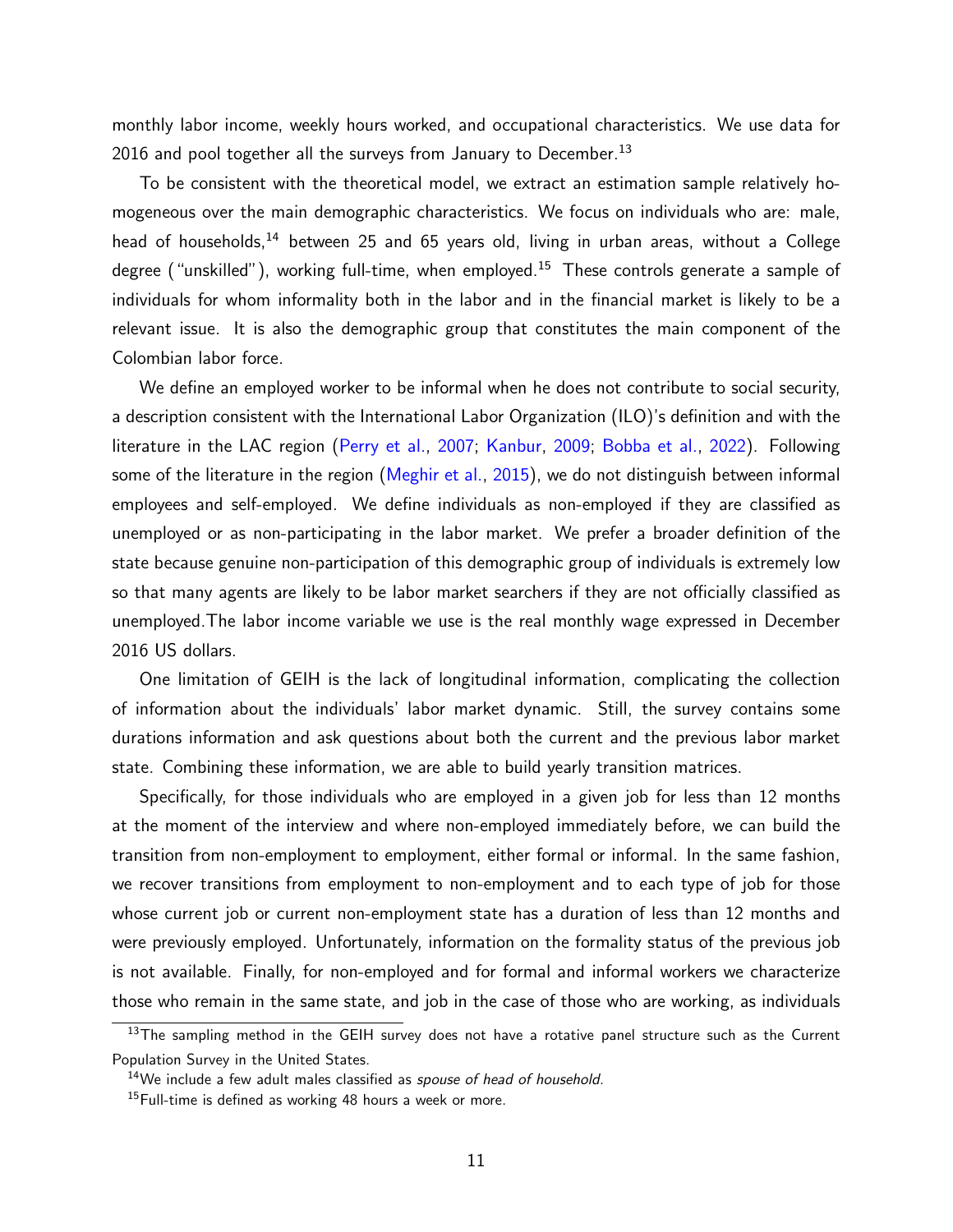monthly labor income, weekly hours worked, and occupational characteristics. We use data for 2016 and pool together all the surveys from January to December.[13]

To be consistent with the theoretical model, we extract an estimation sample relatively homogeneous over the main demographic characteristics. We focus on individuals who are: male, head of households,[14] between 25 and 65 years old, living in urban areas, without a College degree ("unskilled"), working full-time, when employed.[15] These controls generate a sample of individuals for whom informality both in the labor and in the financial market is likely to be a relevant issue. It is also the demographic group that constitutes the main component of the Colombian labor force.

We define an employed worker to be informal when he does not contribute to social security, a description consistent with the International Labor Organization (ILO)'s definition and with the literature in the LAC region (Perry et al., 2007; Kanbur, 2009; Bobba et al., 2022). Following some of the literature in the region (Meghir et al., 2015), we do not distinguish between informal employees and self-employed. We define individuals as non-employed if they are classified as unemployed or as non-participating in the labor market. We prefer a broader definition of the state because genuine non-participation of this demographic group of individuals is extremely low so that many agents are likely to be labor market searchers if they are not officially classified as unemployed.The labor income variable we use is the real monthly wage expressed in December 2016 US dollars.

One limitation of GEIH is the lack of longitudinal information, complicating the collection of information about the individuals' labor market dynamic. Still, the survey contains some durations information and ask questions about both the current and the previous labor market state. Combining these information, we are able to build yearly transition matrices.

Specifically, for those individuals who are employed in a given job for less than 12 months at the moment of the interview and where non-employed immediately before, we can build the transition from non-employment to employment, either formal or informal. In the same fashion, we recover transitions from employment to non-employment and to each type of job for those whose current job or current non-employment state has a duration of less than 12 months and were previously employed. Unfortunately, information on the formality status of the previous job is not available. Finally, for non-employed and for formal and informal workers we characterize those who remain in the same state, and job in the case of those who are working, as individuals

[13] The sampling method in the GEIH survey does not have a rotative panel structure such as the Current Population Survey in the United States.

[14] We include a few adult males classified as *spouse of head of household*.

[15] Full-time is defined as working 48 hours a week or more.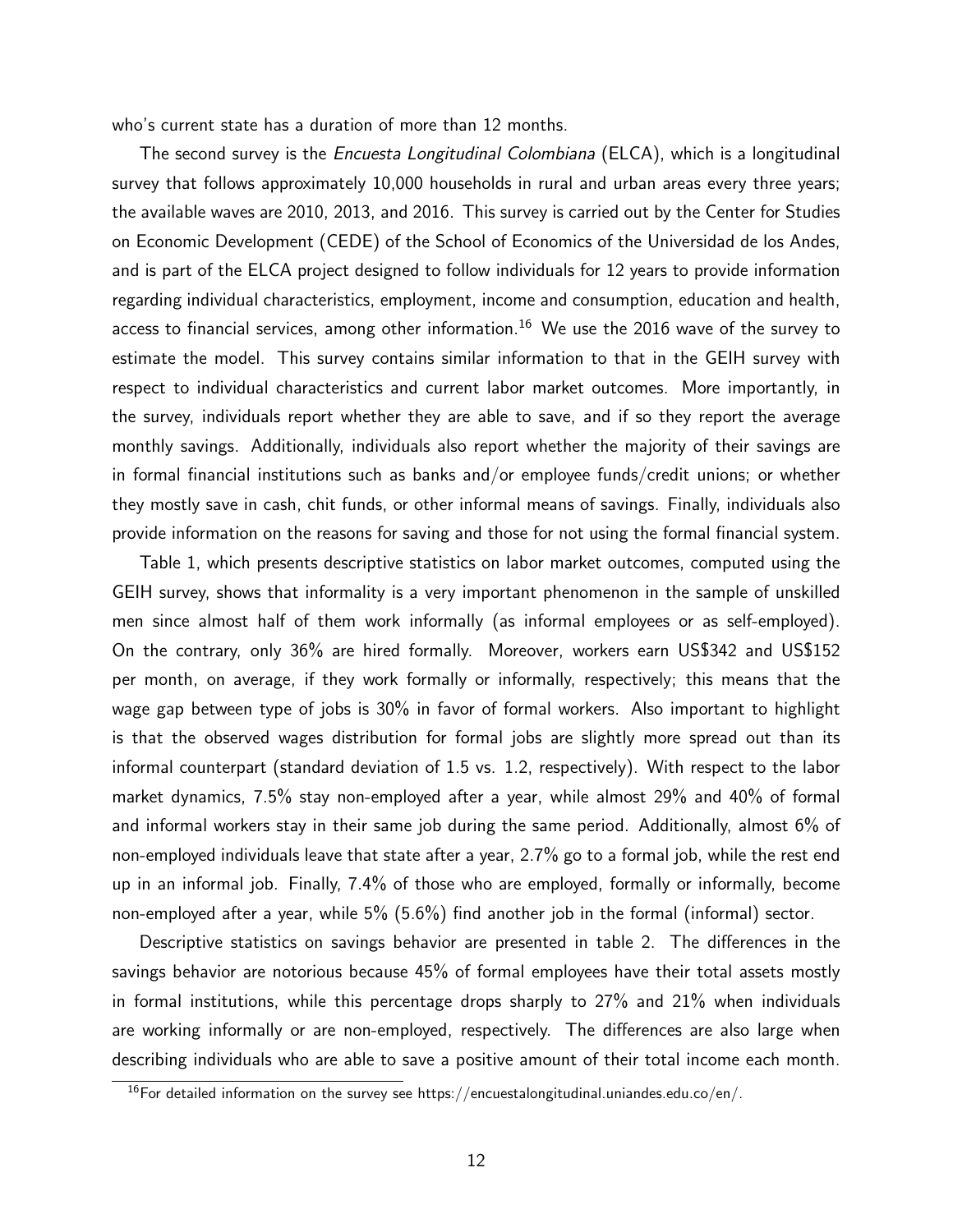who's current state has a duration of more than 12 months.

The second survey is the *Encuesta Longitudinal Colombiana* (ELCA), which is a longitudinal survey that follows approximately 10,000 households in rural and urban areas every three years; the available waves are 2010, 2013, and 2016. This survey is carried out by the Center for Studies on Economic Development (CEDE) of the School of Economics of the Universidad de los Andes, and is part of the ELCA project designed to follow individuals for 12 years to provide information regarding individual characteristics, employment, income and consumption, education and health, access to financial services, among other information.[16] We use the 2016 wave of the survey to estimate the model. This survey contains similar information to that in the GEIH survey with respect to individual characteristics and current labor market outcomes. More importantly, in the survey, individuals report whether they are able to save, and if so they report the average monthly savings. Additionally, individuals also report whether the majority of their savings are in formal financial institutions such as banks and/or employee funds/credit unions; or whether they mostly save in cash, chit funds, or other informal means of savings. Finally, individuals also provide information on the reasons for saving and those for not using the formal financial system.

Table 1, which presents descriptive statistics on labor market outcomes, computed using the GEIH survey, shows that informality is a very important phenomenon in the sample of unskilled men since almost half of them work informally (as informal employees or as self-employed). On the contrary, only 36% are hired formally. Moreover, workers earn US$342 and US$152 per month, on average, if they work formally or informally, respectively; this means that the wage gap between type of jobs is 30% in favor of formal workers. Also important to highlight is that the observed wages distribution for formal jobs are slightly more spread out than its informal counterpart (standard deviation of 1.5 vs. 1.2, respectively). With respect to the labor market dynamics, 7.5% stay non-employed after a year, while almost 29% and 40% of formal and informal workers stay in their same job during the same period. Additionally, almost 6% of non-employed individuals leave that state after a year, 2.7% go to a formal job, while the rest end up in an informal job. Finally, 7.4% of those who are employed, formally or informally, become non-employed after a year, while 5% (5.6%) find another job in the formal (informal) sector.

Descriptive statistics on savings behavior are presented in table 2. The differences in the savings behavior are notorious because 45% of formal employees have their total assets mostly in formal institutions, while this percentage drops sharply to 27% and 21% when individuals are working informally or are non-employed, respectively. The differences are also large when describing individuals who are able to save a positive amount of their total income each month.

[16] For detailed information on the survey see https://encuestalongitudinal.uniandes.edu.co/en/.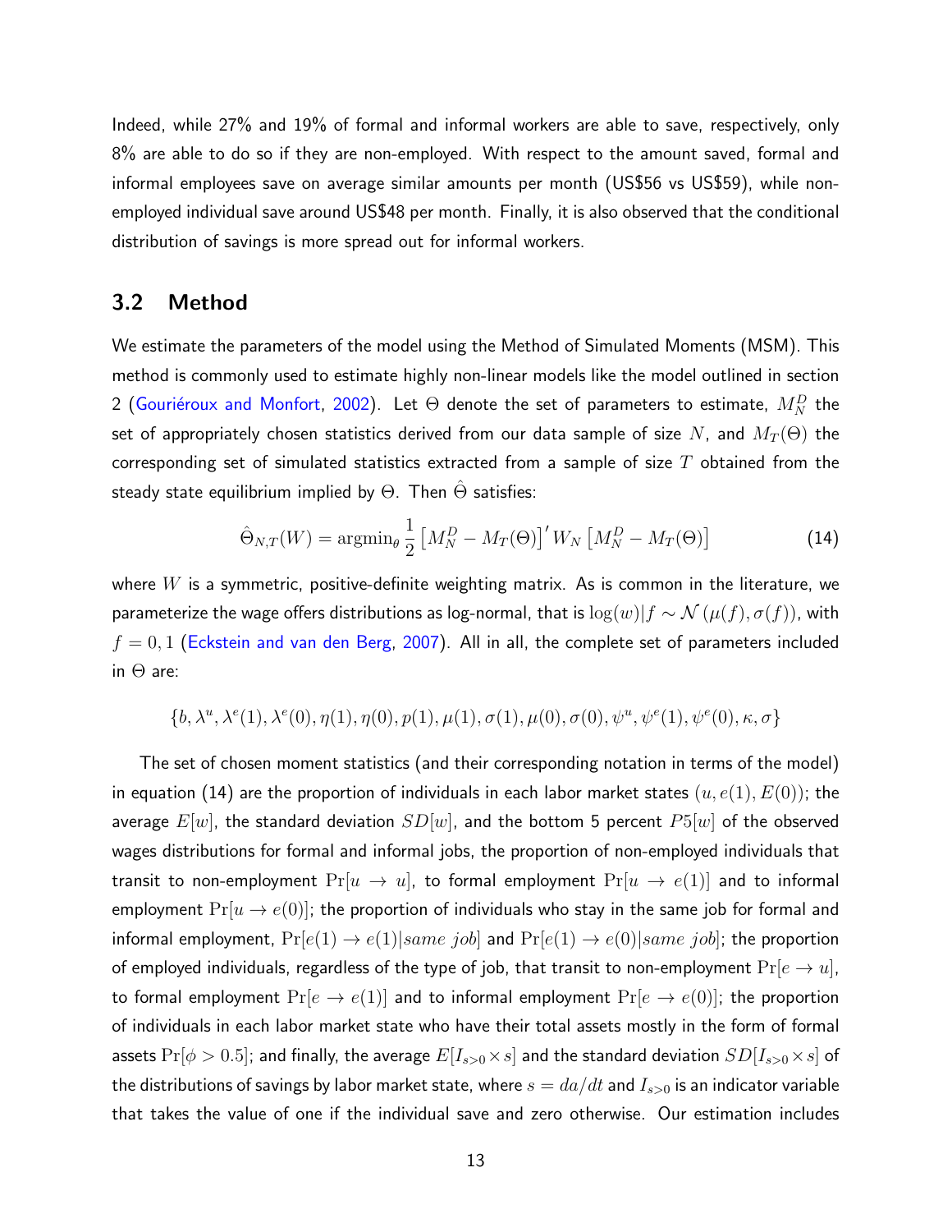Indeed, while 27% and 19% of formal and informal workers are able to save, respectively, only 8% are able to do so if they are non-employed. With respect to the amount saved, formal and informal employees save on average similar amounts per month (US\$56 vs US\$59), while non-employed individual save around US\$48 per month. Finally, it is also observed that the conditional distribution of savings is more spread out for informal workers.

## 3.2 Method

We estimate the parameters of the model using the Method of Simulated Moments (MSM). This method is commonly used to estimate highly non-linear models like the model outlined in section 2 (Gouriéroux and Monfort, 2002). Let $\Theta$ denote the set of parameters to estimate, $M_N^D$ the set of appropriately chosen statistics derived from our data sample of size $N$, and $M_T(\Theta)$ the corresponding set of simulated statistics extracted from a sample of size $T$ obtained from the steady state equilibrium implied by $\Theta$. Then $\hat{\Theta}$ satisfies:

$$\hat{\Theta}_{N,T}(W) = \text{argmin}_\theta \frac{1}{2}\left[M_N^D - M_T(\Theta)\right]' W_N \left[M_N^D - M_T(\Theta)\right] \tag{14}$$

where $W$ is a symmetric, positive-definite weighting matrix. As is common in the literature, we parameterize the wage offers distributions as log-normal, that is $\log(w)|f \sim \mathcal{N}(\mu(f), \sigma(f))$, with $f = 0, 1$ (Eckstein and van den Berg, 2007). All in all, the complete set of parameters included in $\Theta$ are:

$$\{b, \lambda^u, \lambda^e(1), \lambda^e(0), \eta(1), \eta(0), p(1), \mu(1), \sigma(1), \mu(0), \sigma(0), \psi^u, \psi^e(1), \psi^e(0), \kappa, \sigma\}$$

The set of chosen moment statistics (and their corresponding notation in terms of the model) in equation (14) are the proportion of individuals in each labor market states $(u, e(1), E(0))$; the average $E[w]$, the standard deviation $SD[w]$, and the bottom 5 percent $P5[w]$ of the observed wages distributions for formal and informal jobs, the proportion of non-employed individuals that transit to non-employment $\Pr[u \to u]$, to formal employment $\Pr[u \to e(1)]$ and to informal employment $\Pr[u \to e(0)]$; the proportion of individuals who stay in the same job for formal and informal employment, $\Pr[e(1) \to e(1)|same\ job]$ and $\Pr[e(1) \to e(0)|same\ job]$; the proportion of employed individuals, regardless of the type of job, that transit to non-employment $\Pr[e \to u]$, to formal employment $\Pr[e \to e(1)]$ and to informal employment $\Pr[e \to e(0)]$; the proportion of individuals in each labor market state who have their total assets mostly in the form of formal assets $\Pr[\phi > 0.5]$; and finally, the average $E[I_{s>0} \times s]$ and the standard deviation $SD[I_{s>0} \times s]$ of the distributions of savings by labor market state, where $s = da/dt$ and $I_{s>0}$ is an indicator variable that takes the value of one if the individual save and zero otherwise. Our estimation includes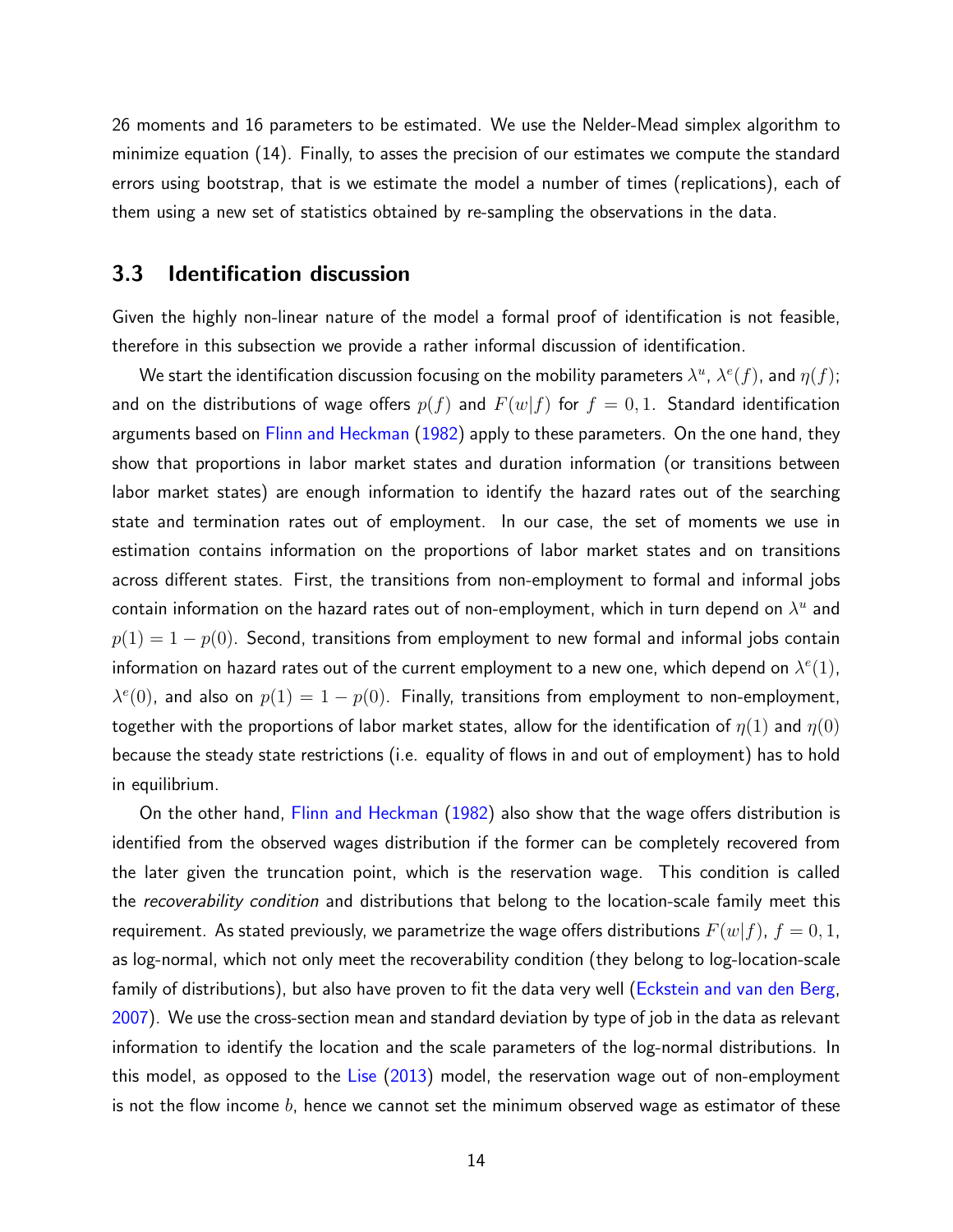26 moments and 16 parameters to be estimated. We use the Nelder-Mead simplex algorithm to minimize equation (14). Finally, to asses the precision of our estimates we compute the standard errors using bootstrap, that is we estimate the model a number of times (replications), each of them using a new set of statistics obtained by re-sampling the observations in the data.

### 3.3 Identification discussion

Given the highly non-linear nature of the model a formal proof of identification is not feasible, therefore in this subsection we provide a rather informal discussion of identification.

We start the identification discussion focusing on the mobility parameters $\lambda^u$, $\lambda^e(f)$, and $\eta(f)$; and on the distributions of wage offers $p(f)$ and $F(w|f)$ for $f = 0, 1$. Standard identification arguments based on Flinn and Heckman (1982) apply to these parameters. On the one hand, they show that proportions in labor market states and duration information (or transitions between labor market states) are enough information to identify the hazard rates out of the searching state and termination rates out of employment. In our case, the set of moments we use in estimation contains information on the proportions of labor market states and on transitions across different states. First, the transitions from non-employment to formal and informal jobs contain information on the hazard rates out of non-employment, which in turn depend on $\lambda^u$ and $p(1) = 1 - p(0)$. Second, transitions from employment to new formal and informal jobs contain information on hazard rates out of the current employment to a new one, which depend on $\lambda^e(1)$, $\lambda^e(0)$, and also on $p(1) = 1 - p(0)$. Finally, transitions from employment to non-employment, together with the proportions of labor market states, allow for the identification of $\eta(1)$ and $\eta(0)$ because the steady state restrictions (i.e. equality of flows in and out of employment) has to hold in equilibrium.

On the other hand, Flinn and Heckman (1982) also show that the wage offers distribution is identified from the observed wages distribution if the former can be completely recovered from the later given the truncation point, which is the reservation wage. This condition is called the *recoverability condition* and distributions that belong to the location-scale family meet this requirement. As stated previously, we parametrize the wage offers distributions $F(w|f)$, $f = 0, 1$, as log-normal, which not only meet the recoverability condition (they belong to log-location-scale family of distributions), but also have proven to fit the data very well (Eckstein and van den Berg, 2007). We use the cross-section mean and standard deviation by type of job in the data as relevant information to identify the location and the scale parameters of the log-normal distributions. In this model, as opposed to the Lise (2013) model, the reservation wage out of non-employment is not the flow income $b$, hence we cannot set the minimum observed wage as estimator of these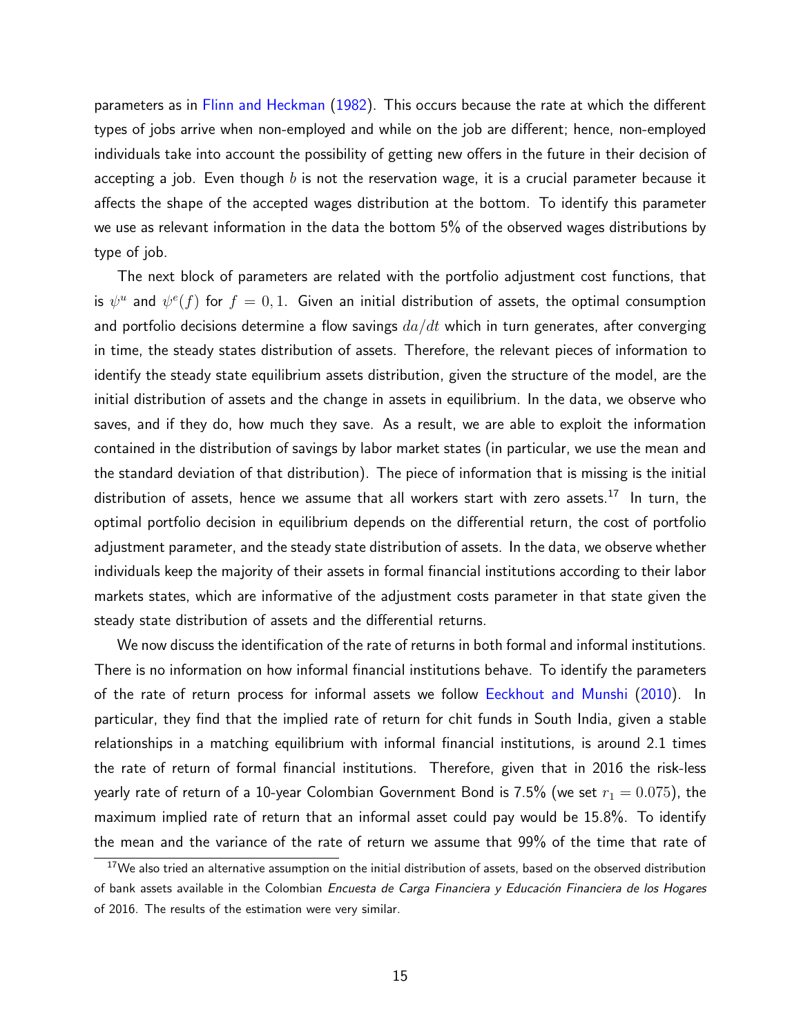parameters as in Flinn and Heckman (1982). This occurs because the rate at which the different types of jobs arrive when non-employed and while on the job are different; hence, non-employed individuals take into account the possibility of getting new offers in the future in their decision of accepting a job. Even though $b$ is not the reservation wage, it is a crucial parameter because it affects the shape of the accepted wages distribution at the bottom. To identify this parameter we use as relevant information in the data the bottom 5% of the observed wages distributions by type of job.

The next block of parameters are related with the portfolio adjustment cost functions, that is $\psi^u$ and $\psi^e(f)$ for $f = 0, 1$. Given an initial distribution of assets, the optimal consumption and portfolio decisions determine a flow savings $da/dt$ which in turn generates, after converging in time, the steady states distribution of assets. Therefore, the relevant pieces of information to identify the steady state equilibrium assets distribution, given the structure of the model, are the initial distribution of assets and the change in assets in equilibrium. In the data, we observe who saves, and if they do, how much they save. As a result, we are able to exploit the information contained in the distribution of savings by labor market states (in particular, we use the mean and the standard deviation of that distribution). The piece of information that is missing is the initial distribution of assets, hence we assume that all workers start with zero assets.[17] In turn, the optimal portfolio decision in equilibrium depends on the differential return, the cost of portfolio adjustment parameter, and the steady state distribution of assets. In the data, we observe whether individuals keep the majority of their assets in formal financial institutions according to their labor markets states, which are informative of the adjustment costs parameter in that state given the steady state distribution of assets and the differential returns.

We now discuss the identification of the rate of returns in both formal and informal institutions. There is no information on how informal financial institutions behave. To identify the parameters of the rate of return process for informal assets we follow Eeckhout and Munshi (2010). In particular, they find that the implied rate of return for chit funds in South India, given a stable relationships in a matching equilibrium with informal financial institutions, is around 2.1 times the rate of return of formal financial institutions. Therefore, given that in 2016 the risk-less yearly rate of return of a 10-year Colombian Government Bond is 7.5% (we set $r_1 = 0.075$), the maximum implied rate of return that an informal asset could pay would be 15.8%. To identify the mean and the variance of the rate of return we assume that 99% of the time that rate of

[17] We also tried an alternative assumption on the initial distribution of assets, based on the observed distribution of bank assets available in the Colombian *Encuesta de Carga Financiera y Educación Financiera de los Hogares* of 2016. The results of the estimation were very similar.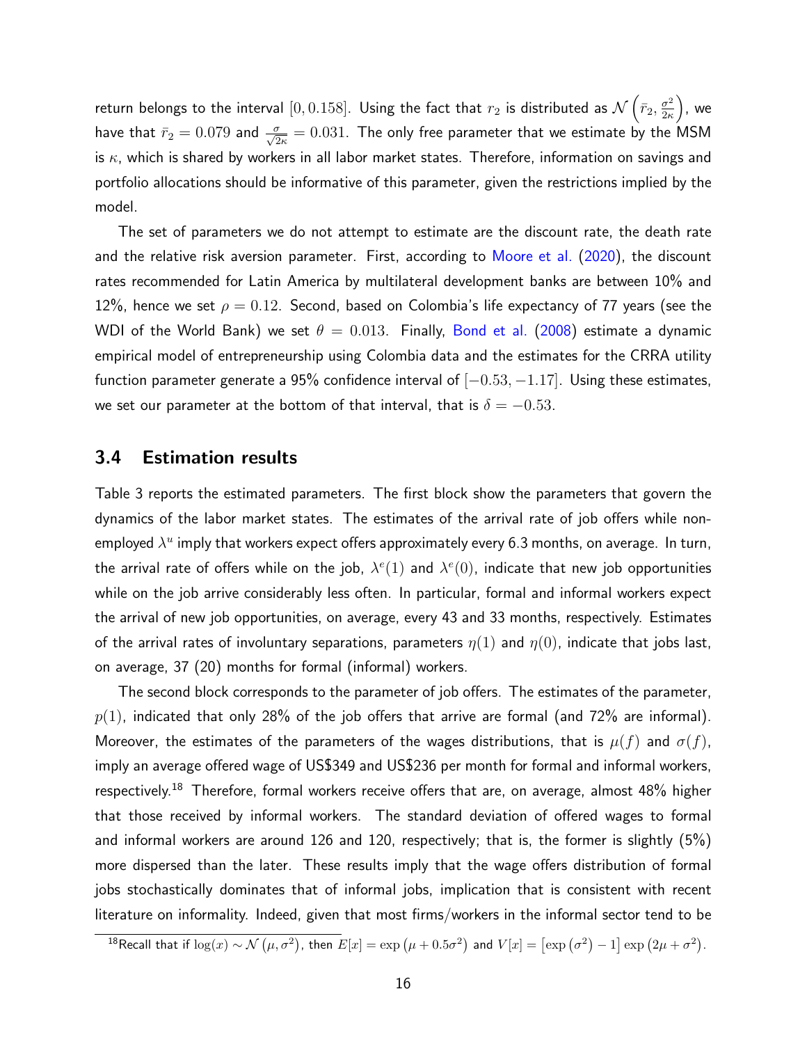return belongs to the interval $[0, 0.158]$. Using the fact that $r_2$ is distributed as $\mathcal{N}\left(\bar{r}_2, \frac{\sigma^2}{2\kappa}\right)$, we have that $\bar{r}_2 = 0.079$ and $\frac{\sigma}{\sqrt{2\kappa}} = 0.031$. The only free parameter that we estimate by the MSM is $\kappa$, which is shared by workers in all labor market states. Therefore, information on savings and portfolio allocations should be informative of this parameter, given the restrictions implied by the model.

The set of parameters we do not attempt to estimate are the discount rate, the death rate and the relative risk aversion parameter. First, according to Moore et al. (2020), the discount rates recommended for Latin America by multilateral development banks are between 10% and 12%, hence we set $\rho = 0.12$. Second, based on Colombia's life expectancy of 77 years (see the WDI of the World Bank) we set $\theta = 0.013$. Finally, Bond et al. (2008) estimate a dynamic empirical model of entrepreneurship using Colombia data and the estimates for the CRRA utility function parameter generate a 95% confidence interval of $[-0.53, -1.17]$. Using these estimates, we set our parameter at the bottom of that interval, that is $\delta = -0.53$.

### 3.4 Estimation results

Table 3 reports the estimated parameters. The first block show the parameters that govern the dynamics of the labor market states. The estimates of the arrival rate of job offers while non-employed $\lambda^u$ imply that workers expect offers approximately every 6.3 months, on average. In turn, the arrival rate of offers while on the job, $\lambda^e(1)$ and $\lambda^e(0)$, indicate that new job opportunities while on the job arrive considerably less often. In particular, formal and informal workers expect the arrival of new job opportunities, on average, every 43 and 33 months, respectively. Estimates of the arrival rates of involuntary separations, parameters $\eta(1)$ and $\eta(0)$, indicate that jobs last, on average, 37 (20) months for formal (informal) workers.

The second block corresponds to the parameter of job offers. The estimates of the parameter, $p(1)$, indicated that only 28% of the job offers that arrive are formal (and 72% are informal). Moreover, the estimates of the parameters of the wages distributions, that is $\mu(f)$ and $\sigma(f)$, imply an average offered wage of US$349 and US$236 per month for formal and informal workers, respectively.[18] Therefore, formal workers receive offers that are, on average, almost 48% higher that those received by informal workers. The standard deviation of offered wages to formal and informal workers are around 126 and 120, respectively; that is, the former is slightly (5%) more dispersed than the later. These results imply that the wage offers distribution of formal jobs stochastically dominates that of informal jobs, implication that is consistent with recent literature on informality. Indeed, given that most firms/workers in the informal sector tend to be

[18] Recall that if $\log(x) \sim \mathcal{N}\left(\mu, \sigma^2\right)$, then $E[x] = \exp\left(\mu + 0.5\sigma^2\right)$ and $V[x] = \left[\exp\left(\sigma^2\right) - 1\right]\exp\left(2\mu + \sigma^2\right)$.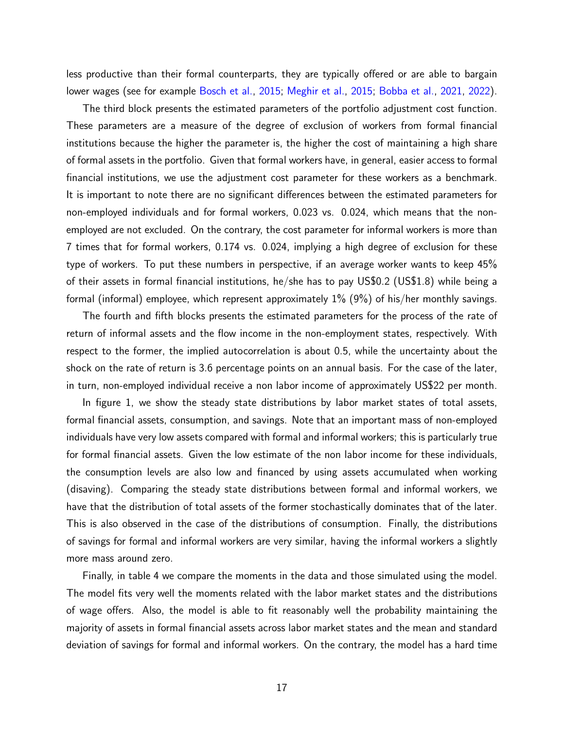less productive than their formal counterparts, they are typically offered or are able to bargain lower wages (see for example Bosch et al., 2015; Meghir et al., 2015; Bobba et al., 2021, 2022).

The third block presents the estimated parameters of the portfolio adjustment cost function. These parameters are a measure of the degree of exclusion of workers from formal financial institutions because the higher the parameter is, the higher the cost of maintaining a high share of formal assets in the portfolio. Given that formal workers have, in general, easier access to formal financial institutions, we use the adjustment cost parameter for these workers as a benchmark. It is important to note there are no significant differences between the estimated parameters for non-employed individuals and for formal workers, 0.023 vs. 0.024, which means that the non-employed are not excluded. On the contrary, the cost parameter for informal workers is more than 7 times that for formal workers, 0.174 vs. 0.024, implying a high degree of exclusion for these type of workers. To put these numbers in perspective, if an average worker wants to keep 45% of their assets in formal financial institutions, he/she has to pay US$0.2 (US$1.8) while being a formal (informal) employee, which represent approximately 1% (9%) of his/her monthly savings.

The fourth and fifth blocks presents the estimated parameters for the process of the rate of return of informal assets and the flow income in the non-employment states, respectively. With respect to the former, the implied autocorrelation is about 0.5, while the uncertainty about the shock on the rate of return is 3.6 percentage points on an annual basis. For the case of the later, in turn, non-employed individual receive a non labor income of approximately US$22 per month.

In figure 1, we show the steady state distributions by labor market states of total assets, formal financial assets, consumption, and savings. Note that an important mass of non-employed individuals have very low assets compared with formal and informal workers; this is particularly true for formal financial assets. Given the low estimate of the non labor income for these individuals, the consumption levels are also low and financed by using assets accumulated when working (disaving). Comparing the steady state distributions between formal and informal workers, we have that the distribution of total assets of the former stochastically dominates that of the later. This is also observed in the case of the distributions of consumption. Finally, the distributions of savings for formal and informal workers are very similar, having the informal workers a slightly more mass around zero.

Finally, in table 4 we compare the moments in the data and those simulated using the model. The model fits very well the moments related with the labor market states and the distributions of wage offers. Also, the model is able to fit reasonably well the probability maintaining the majority of assets in formal financial assets across labor market states and the mean and standard deviation of savings for formal and informal workers. On the contrary, the model has a hard time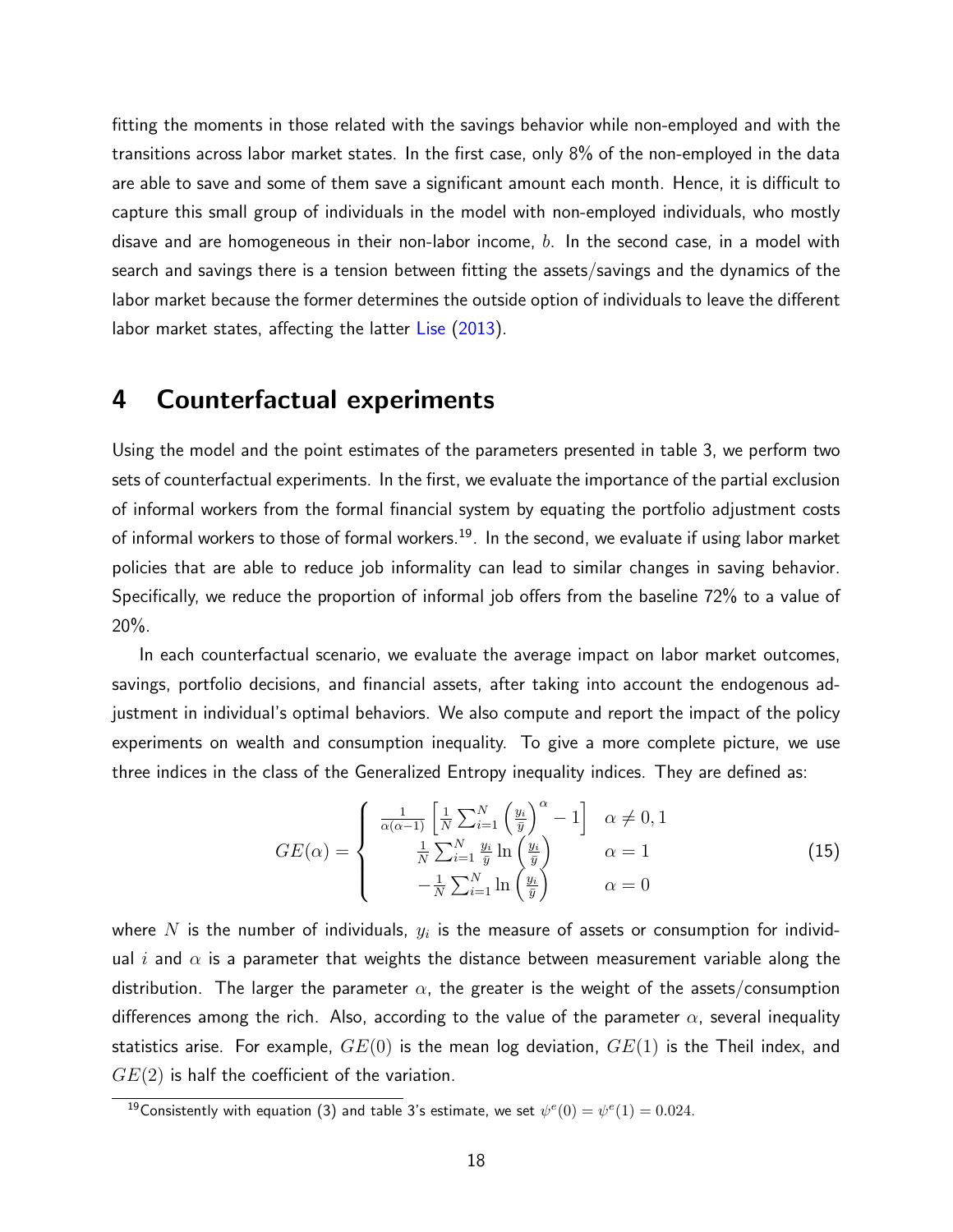fitting the moments in those related with the savings behavior while non-employed and with the transitions across labor market states. In the first case, only 8% of the non-employed in the data are able to save and some of them save a significant amount each month. Hence, it is difficult to capture this small group of individuals in the model with non-employed individuals, who mostly disave and are homogeneous in their non-labor income, $b$. In the second case, in a model with search and savings there is a tension between fitting the assets/savings and the dynamics of the labor market because the former determines the outside option of individuals to leave the different labor market states, affecting the latter Lise (2013).

# 4 Counterfactual experiments

Using the model and the point estimates of the parameters presented in table 3, we perform two sets of counterfactual experiments. In the first, we evaluate the importance of the partial exclusion of informal workers from the formal financial system by equating the portfolio adjustment costs of informal workers to those of formal workers.[19]. In the second, we evaluate if using labor market policies that are able to reduce job informality can lead to similar changes in saving behavior. Specifically, we reduce the proportion of informal job offers from the baseline 72% to a value of 20%.

In each counterfactual scenario, we evaluate the average impact on labor market outcomes, savings, portfolio decisions, and financial assets, after taking into account the endogenous adjustment in individual's optimal behaviors. We also compute and report the impact of the policy experiments on wealth and consumption inequality. To give a more complete picture, we use three indices in the class of the Generalized Entropy inequality indices. They are defined as:

$$GE(\alpha) = \begin{cases} \frac{1}{\alpha(\alpha-1)}\left[\frac{1}{N}\sum_{i=1}^{N}\left(\frac{y_i}{\bar{y}}\right)^{\alpha} - 1\right] & \alpha \neq 0, 1 \\ \frac{1}{N}\sum_{i=1}^{N}\frac{y_i}{\bar{y}}\ln\left(\frac{y_i}{\bar{y}}\right) & \alpha = 1 \\ -\frac{1}{N}\sum_{i=1}^{N}\ln\left(\frac{y_i}{\bar{y}}\right) & \alpha = 0 \end{cases} \tag{15}$$

where $N$ is the number of individuals, $y_i$ is the measure of assets or consumption for individual $i$ and $\alpha$ is a parameter that weights the distance between measurement variable along the distribution. The larger the parameter $\alpha$, the greater is the weight of the assets/consumption differences among the rich. Also, according to the value of the parameter $\alpha$, several inequality statistics arise. For example, $GE(0)$ is the mean log deviation, $GE(1)$ is the Theil index, and $GE(2)$ is half the coefficient of the variation.

[19] Consistently with equation (3) and table 3's estimate, we set $\psi^e(0) = \psi^e(1) = 0.024$.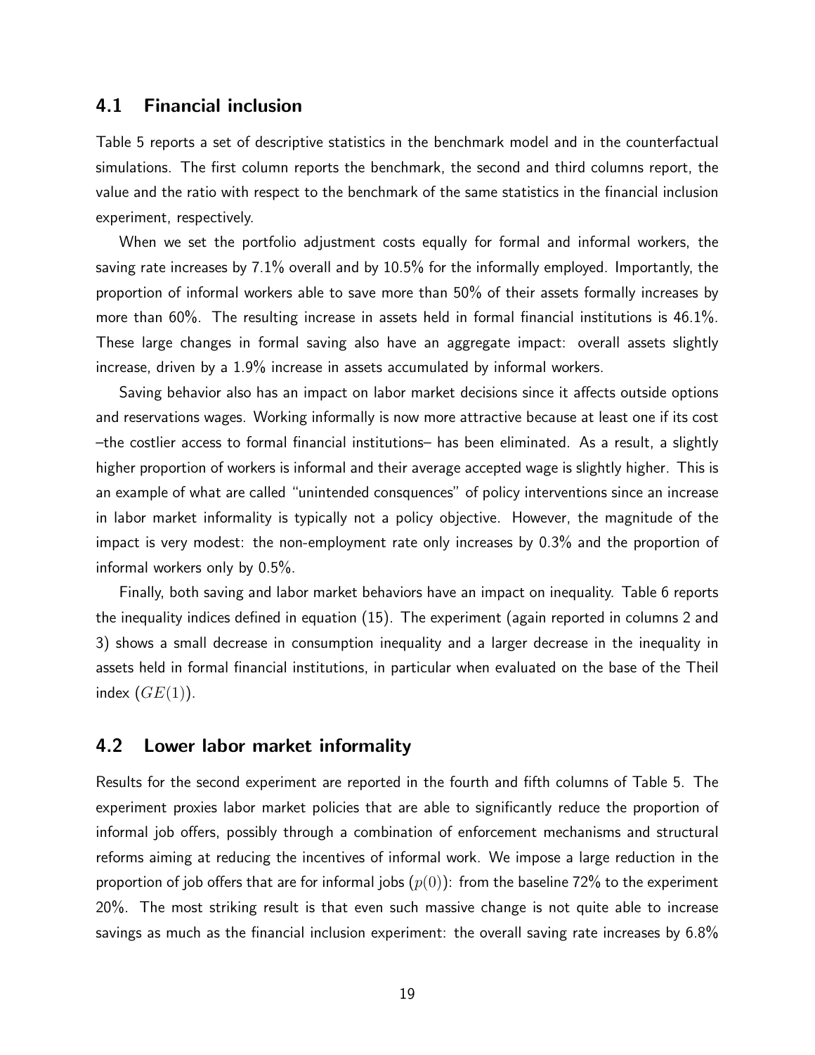## 4.1 Financial inclusion

Table 5 reports a set of descriptive statistics in the benchmark model and in the counterfactual simulations. The first column reports the benchmark, the second and third columns report, the value and the ratio with respect to the benchmark of the same statistics in the financial inclusion experiment, respectively.

When we set the portfolio adjustment costs equally for formal and informal workers, the saving rate increases by 7.1% overall and by 10.5% for the informally employed. Importantly, the proportion of informal workers able to save more than 50% of their assets formally increases by more than 60%. The resulting increase in assets held in formal financial institutions is 46.1%. These large changes in formal saving also have an aggregate impact: overall assets slightly increase, driven by a 1.9% increase in assets accumulated by informal workers.

Saving behavior also has an impact on labor market decisions since it affects outside options and reservations wages. Working informally is now more attractive because at least one if its cost –the costlier access to formal financial institutions– has been eliminated. As a result, a slightly higher proportion of workers is informal and their average accepted wage is slightly higher. This is an example of what are called "unintended consquences" of policy interventions since an increase in labor market informality is typically not a policy objective. However, the magnitude of the impact is very modest: the non-employment rate only increases by 0.3% and the proportion of informal workers only by 0.5%.

Finally, both saving and labor market behaviors have an impact on inequality. Table 6 reports the inequality indices defined in equation (15). The experiment (again reported in columns 2 and 3) shows a small decrease in consumption inequality and a larger decrease in the inequality in assets held in formal financial institutions, in particular when evaluated on the base of the Theil index ($GE(1)$).

## 4.2 Lower labor market informality

Results for the second experiment are reported in the fourth and fifth columns of Table 5. The experiment proxies labor market policies that are able to significantly reduce the proportion of informal job offers, possibly through a combination of enforcement mechanisms and structural reforms aiming at reducing the incentives of informal work. We impose a large reduction in the proportion of job offers that are for informal jobs ($p(0)$): from the baseline 72% to the experiment 20%. The most striking result is that even such massive change is not quite able to increase savings as much as the financial inclusion experiment: the overall saving rate increases by 6.8%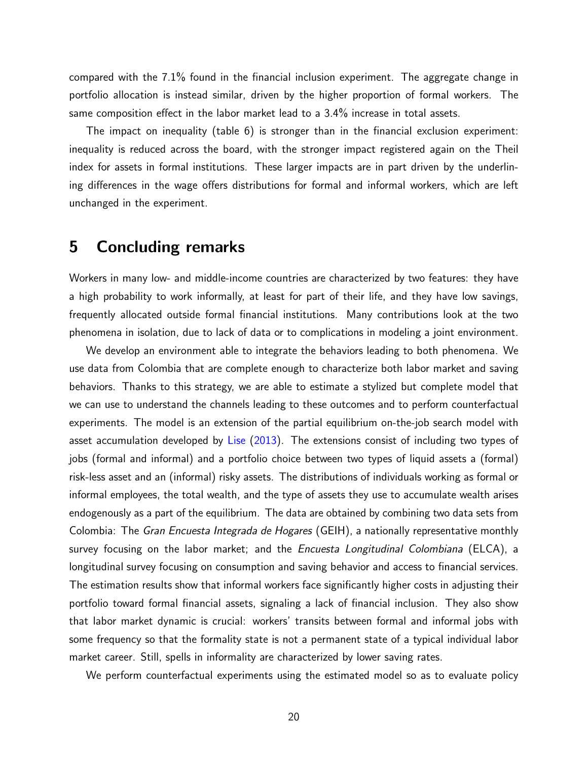compared with the 7.1% found in the financial inclusion experiment. The aggregate change in portfolio allocation is instead similar, driven by the higher proportion of formal workers. The same composition effect in the labor market lead to a 3.4% increase in total assets.

The impact on inequality (table 6) is stronger than in the financial exclusion experiment: inequality is reduced across the board, with the stronger impact registered again on the Theil index for assets in formal institutions. These larger impacts are in part driven by the underlining differences in the wage offers distributions for formal and informal workers, which are left unchanged in the experiment.

## 5 Concluding remarks

Workers in many low- and middle-income countries are characterized by two features: they have a high probability to work informally, at least for part of their life, and they have low savings, frequently allocated outside formal financial institutions. Many contributions look at the two phenomena in isolation, due to lack of data or to complications in modeling a joint environment.

We develop an environment able to integrate the behaviors leading to both phenomena. We use data from Colombia that are complete enough to characterize both labor market and saving behaviors. Thanks to this strategy, we are able to estimate a stylized but complete model that we can use to understand the channels leading to these outcomes and to perform counterfactual experiments. The model is an extension of the partial equilibrium on-the-job search model with asset accumulation developed by Lise (2013). The extensions consist of including two types of jobs (formal and informal) and a portfolio choice between two types of liquid assets a (formal) risk-less asset and an (informal) risky assets. The distributions of individuals working as formal or informal employees, the total wealth, and the type of assets they use to accumulate wealth arises endogenously as a part of the equilibrium. The data are obtained by combining two data sets from Colombia: The *Gran Encuesta Integrada de Hogares* (GEIH), a nationally representative monthly survey focusing on the labor market; and the *Encuesta Longitudinal Colombiana* (ELCA), a longitudinal survey focusing on consumption and saving behavior and access to financial services. The estimation results show that informal workers face significantly higher costs in adjusting their portfolio toward formal financial assets, signaling a lack of financial inclusion. They also show that labor market dynamic is crucial: workers' transits between formal and informal jobs with some frequency so that the formality state is not a permanent state of a typical individual labor market career. Still, spells in informality are characterized by lower saving rates.

We perform counterfactual experiments using the estimated model so as to evaluate policy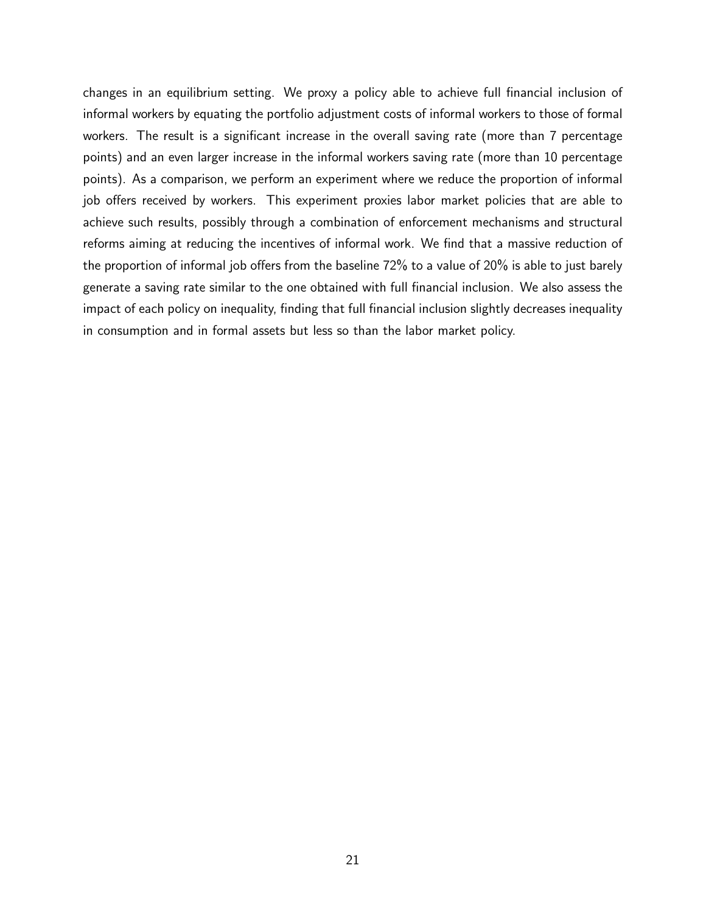changes in an equilibrium setting. We proxy a policy able to achieve full financial inclusion of informal workers by equating the portfolio adjustment costs of informal workers to those of formal workers. The result is a significant increase in the overall saving rate (more than 7 percentage points) and an even larger increase in the informal workers saving rate (more than 10 percentage points). As a comparison, we perform an experiment where we reduce the proportion of informal job offers received by workers. This experiment proxies labor market policies that are able to achieve such results, possibly through a combination of enforcement mechanisms and structural reforms aiming at reducing the incentives of informal work. We find that a massive reduction of the proportion of informal job offers from the baseline 72% to a value of 20% is able to just barely generate a saving rate similar to the one obtained with full financial inclusion. We also assess the impact of each policy on inequality, finding that full financial inclusion slightly decreases inequality in consumption and in formal assets but less so than the labor market policy.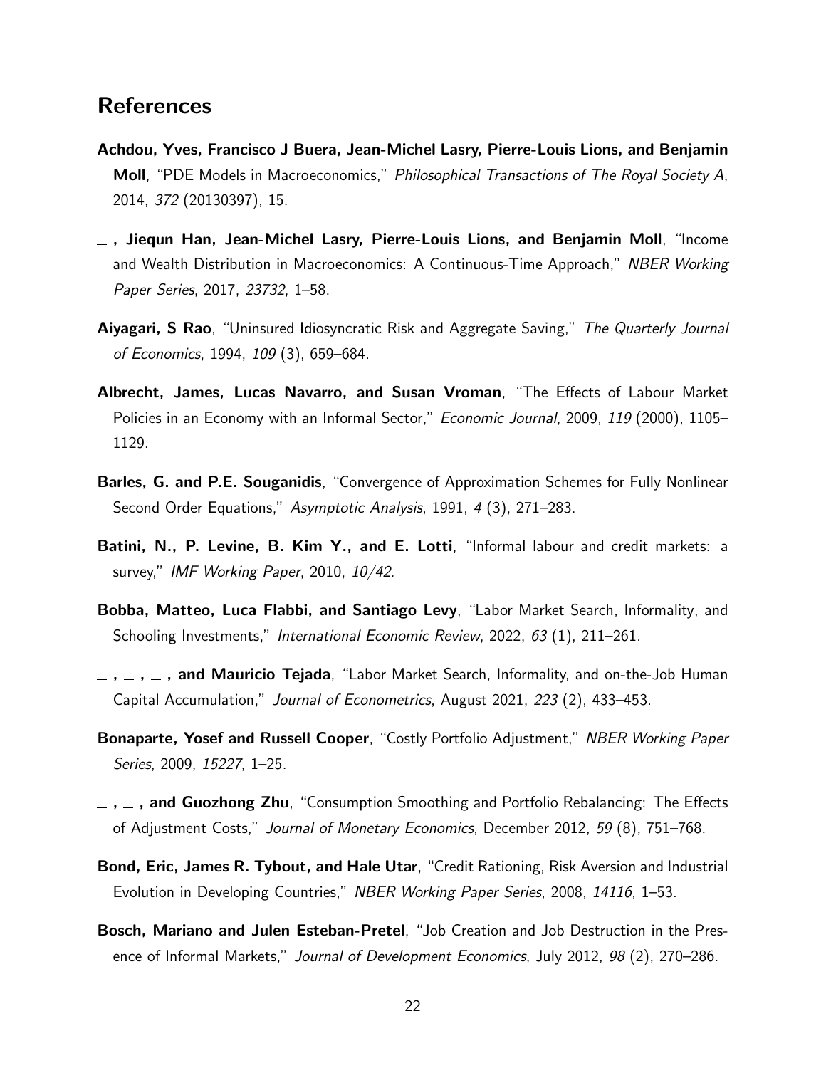## References

**Achdou, Yves, Francisco J Buera, Jean-Michel Lasry, Pierre-Louis Lions, and Benjamin Moll**, "PDE Models in Macroeconomics," *Philosophical Transactions of The Royal Society A*, 2014, *372* (20130397), 15.

**_ , Jiequn Han, Jean-Michel Lasry, Pierre-Louis Lions, and Benjamin Moll**, "Income and Wealth Distribution in Macroeconomics: A Continuous-Time Approach," *NBER Working Paper Series*, 2017, *23732*, 1–58.

**Aiyagari, S Rao**, "Uninsured Idiosyncratic Risk and Aggregate Saving," *The Quarterly Journal of Economics*, 1994, *109* (3), 659–684.

**Albrecht, James, Lucas Navarro, and Susan Vroman**, "The Effects of Labour Market Policies in an Economy with an Informal Sector," *Economic Journal*, 2009, *119* (2000), 1105–1129.

**Barles, G. and P.E. Souganidis**, "Convergence of Approximation Schemes for Fully Nonlinear Second Order Equations," *Asymptotic Analysis*, 1991, *4* (3), 271–283.

**Batini, N., P. Levine, B. Kim Y., and E. Lotti**, "Informal labour and credit markets: a survey," *IMF Working Paper*, 2010, *10/42*.

**Bobba, Matteo, Luca Flabbi, and Santiago Levy**, "Labor Market Search, Informality, and Schooling Investments," *International Economic Review*, 2022, *63* (1), 211–261.

**_ , _ , _ , and Mauricio Tejada**, "Labor Market Search, Informality, and on-the-Job Human Capital Accumulation," *Journal of Econometrics*, August 2021, *223* (2), 433–453.

**Bonaparte, Yosef and Russell Cooper**, "Costly Portfolio Adjustment," *NBER Working Paper Series*, 2009, *15227*, 1–25.

**_ , _ , and Guozhong Zhu**, "Consumption Smoothing and Portfolio Rebalancing: The Effects of Adjustment Costs," *Journal of Monetary Economics*, December 2012, *59* (8), 751–768.

**Bond, Eric, James R. Tybout, and Hale Utar**, "Credit Rationing, Risk Aversion and Industrial Evolution in Developing Countries," *NBER Working Paper Series*, 2008, *14116*, 1–53.

**Bosch, Mariano and Julen Esteban-Pretel**, "Job Creation and Job Destruction in the Presence of Informal Markets," *Journal of Development Economics*, July 2012, *98* (2), 270–286.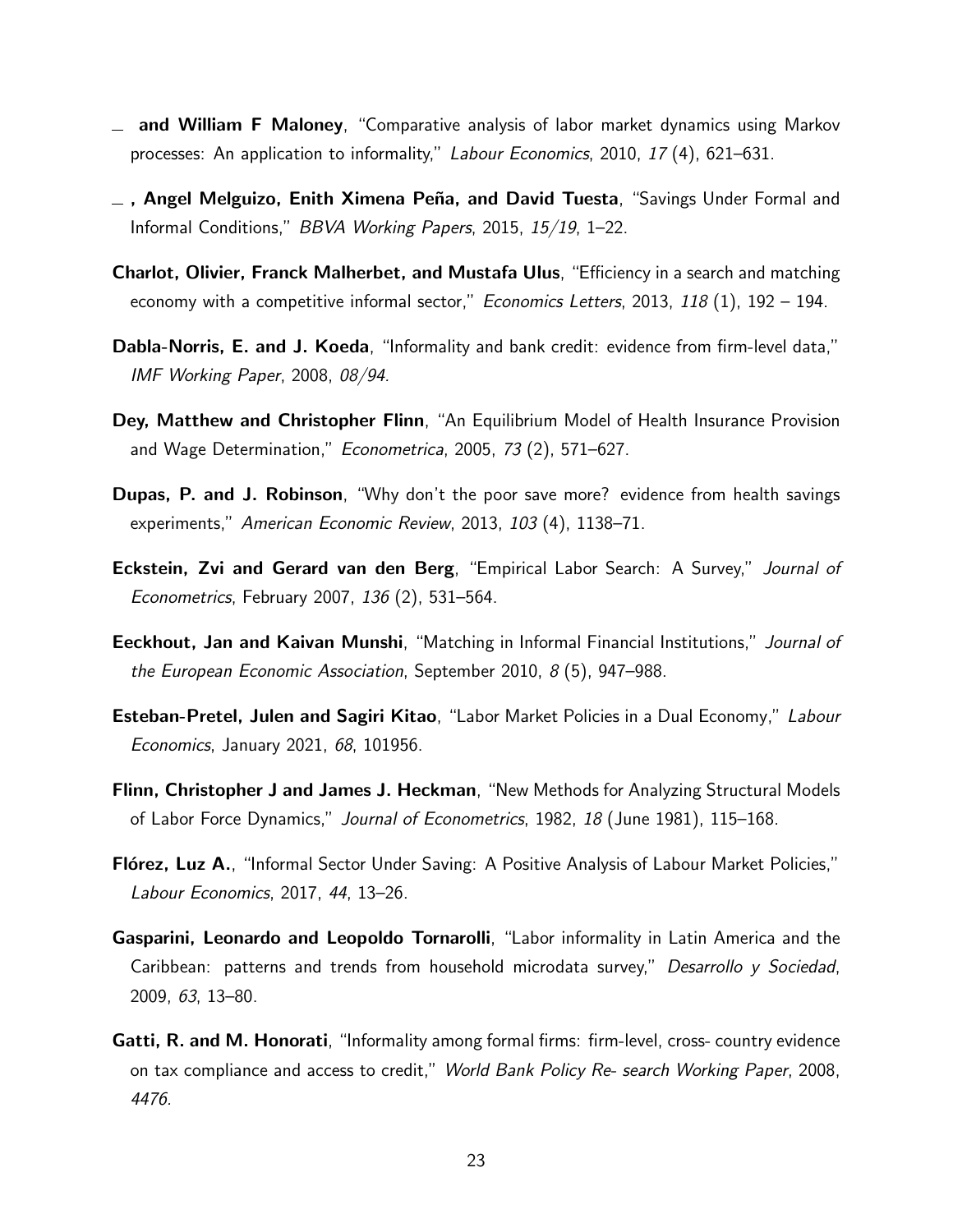— **and William F Maloney**, "Comparative analysis of labor market dynamics using Markov processes: An application to informality," *Labour Economics*, 2010, *17* (4), 621–631.

— **, Angel Melguizo, Enith Ximena Peña, and David Tuesta**, "Savings Under Formal and Informal Conditions," *BBVA Working Papers*, 2015, *15/19*, 1–22.

**Charlot, Olivier, Franck Malherbet, and Mustafa Ulus**, "Efficiency in a search and matching economy with a competitive informal sector," *Economics Letters*, 2013, *118* (1), 192 – 194.

**Dabla-Norris, E. and J. Koeda**, "Informality and bank credit: evidence from firm-level data," *IMF Working Paper*, 2008, *08/94*.

**Dey, Matthew and Christopher Flinn**, "An Equilibrium Model of Health Insurance Provision and Wage Determination," *Econometrica*, 2005, *73* (2), 571–627.

**Dupas, P. and J. Robinson**, "Why don't the poor save more? evidence from health savings experiments," *American Economic Review*, 2013, *103* (4), 1138–71.

**Eckstein, Zvi and Gerard van den Berg**, "Empirical Labor Search: A Survey," *Journal of Econometrics*, February 2007, *136* (2), 531–564.

**Eeckhout, Jan and Kaivan Munshi**, "Matching in Informal Financial Institutions," *Journal of the European Economic Association*, September 2010, *8* (5), 947–988.

**Esteban-Pretel, Julen and Sagiri Kitao**, "Labor Market Policies in a Dual Economy," *Labour Economics*, January 2021, *68*, 101956.

**Flinn, Christopher J and James J. Heckman**, "New Methods for Analyzing Structural Models of Labor Force Dynamics," *Journal of Econometrics*, 1982, *18* (June 1981), 115–168.

**Flórez, Luz A.**, "Informal Sector Under Saving: A Positive Analysis of Labour Market Policies," *Labour Economics*, 2017, *44*, 13–26.

**Gasparini, Leonardo and Leopoldo Tornarolli**, "Labor informality in Latin America and the Caribbean: patterns and trends from household microdata survey," *Desarrollo y Sociedad*, 2009, *63*, 13–80.

**Gatti, R. and M. Honorati**, "Informality among formal firms: firm-level, cross- country evidence on tax compliance and access to credit," *World Bank Policy Re- search Working Paper*, 2008, *4476*.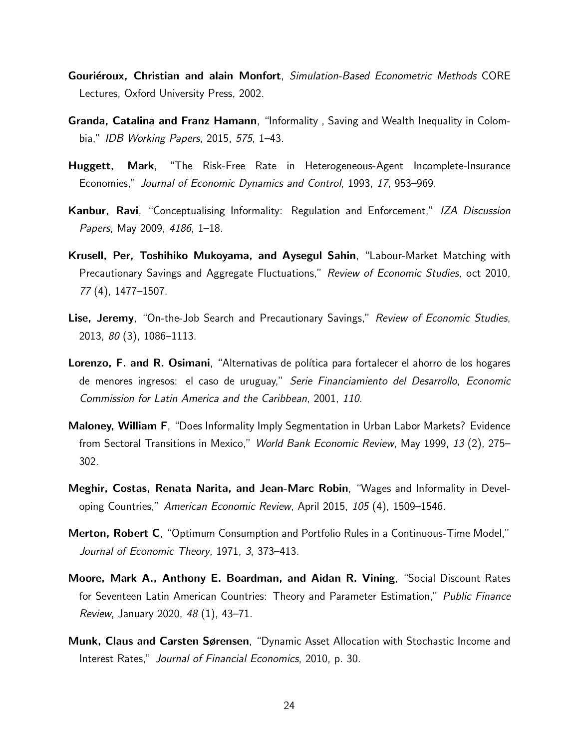**Gouriéroux, Christian and alain Monfort**, *Simulation-Based Econometric Methods* CORE Lectures, Oxford University Press, 2002.

**Granda, Catalina and Franz Hamann**, "Informality , Saving and Wealth Inequality in Colombia," *IDB Working Papers*, 2015, *575*, 1–43.

**Huggett, Mark**, "The Risk-Free Rate in Heterogeneous-Agent Incomplete-Insurance Economies," *Journal of Economic Dynamics and Control*, 1993, *17*, 953–969.

**Kanbur, Ravi**, "Conceptualising Informality: Regulation and Enforcement," *IZA Discussion Papers*, May 2009, *4186*, 1–18.

**Krusell, Per, Toshihiko Mukoyama, and Aysegul Sahin**, "Labour-Market Matching with Precautionary Savings and Aggregate Fluctuations," *Review of Economic Studies*, oct 2010, *77* (4), 1477–1507.

**Lise, Jeremy**, "On-the-Job Search and Precautionary Savings," *Review of Economic Studies*, 2013, *80* (3), 1086–1113.

**Lorenzo, F. and R. Osimani**, "Alternativas de política para fortalecer el ahorro de los hogares de menores ingresos: el caso de uruguay," *Serie Financiamiento del Desarrollo, Economic Commission for Latin America and the Caribbean*, 2001, *110*.

**Maloney, William F**, "Does Informality Imply Segmentation in Urban Labor Markets? Evidence from Sectoral Transitions in Mexico," *World Bank Economic Review*, May 1999, *13* (2), 275–302.

**Meghir, Costas, Renata Narita, and Jean-Marc Robin**, "Wages and Informality in Developing Countries," *American Economic Review*, April 2015, *105* (4), 1509–1546.

**Merton, Robert C**, "Optimum Consumption and Portfolio Rules in a Continuous-Time Model," *Journal of Economic Theory*, 1971, *3*, 373–413.

**Moore, Mark A., Anthony E. Boardman, and Aidan R. Vining**, "Social Discount Rates for Seventeen Latin American Countries: Theory and Parameter Estimation," *Public Finance Review*, January 2020, *48* (1), 43–71.

**Munk, Claus and Carsten Sørensen**, "Dynamic Asset Allocation with Stochastic Income and Interest Rates," *Journal of Financial Economics*, 2010, p. 30.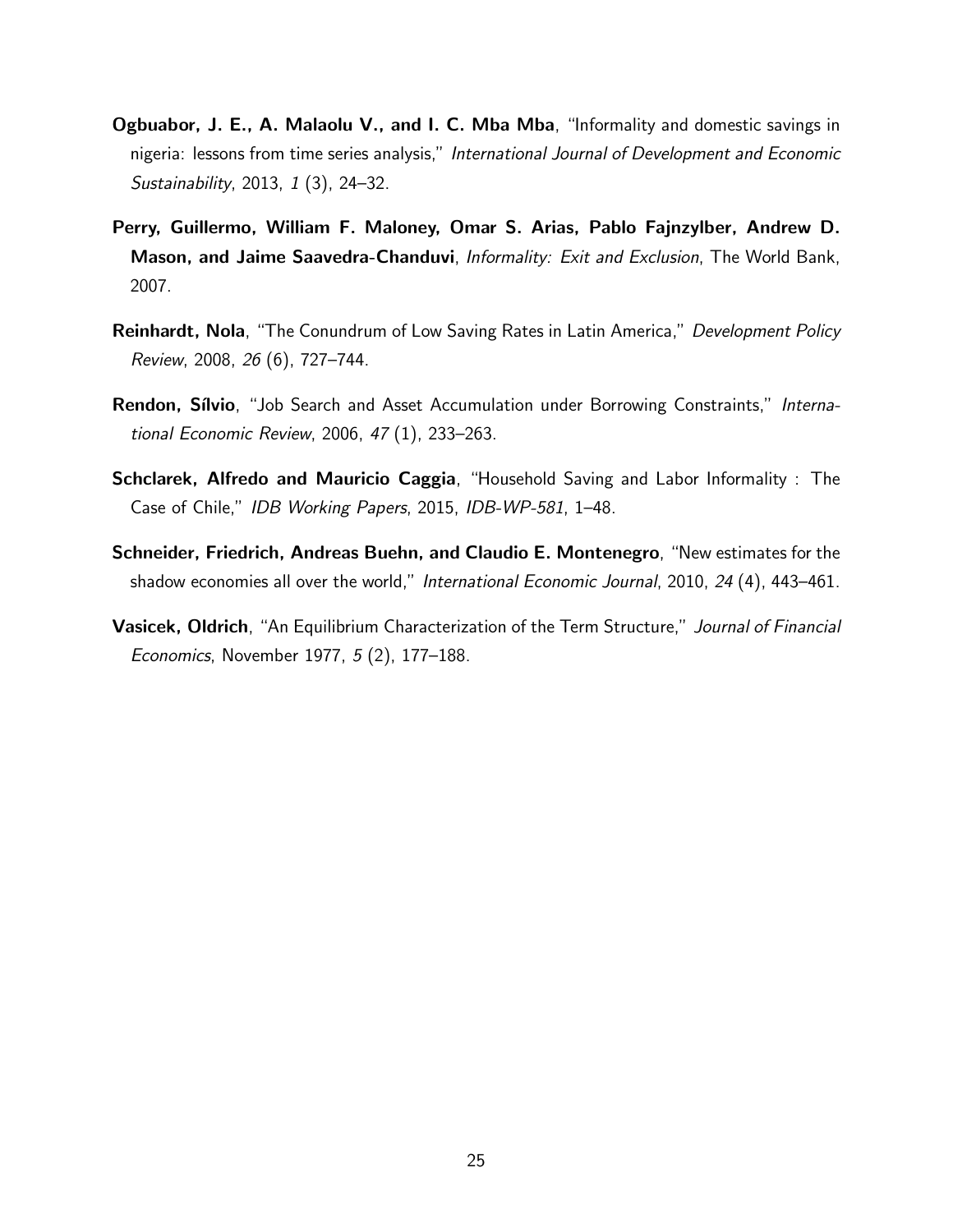**Ogbuabor, J. E., A. Malaolu V., and I. C. Mba Mba**, "Informality and domestic savings in nigeria: lessons from time series analysis," *International Journal of Development and Economic Sustainability*, 2013, *1* (3), 24–32.

**Perry, Guillermo, William F. Maloney, Omar S. Arias, Pablo Fajnzylber, Andrew D. Mason, and Jaime Saavedra-Chanduvi**, *Informality: Exit and Exclusion*, The World Bank, 2007.

**Reinhardt, Nola**, "The Conundrum of Low Saving Rates in Latin America," *Development Policy Review*, 2008, *26* (6), 727–744.

**Rendon, Sílvio**, "Job Search and Asset Accumulation under Borrowing Constraints," *International Economic Review*, 2006, *47* (1), 233–263.

**Schclarek, Alfredo and Mauricio Caggia**, "Household Saving and Labor Informality : The Case of Chile," *IDB Working Papers*, 2015, *IDB-WP-581*, 1–48.

**Schneider, Friedrich, Andreas Buehn, and Claudio E. Montenegro**, "New estimates for the shadow economies all over the world," *International Economic Journal*, 2010, *24* (4), 443–461.

**Vasicek, Oldrich**, "An Equilibrium Characterization of the Term Structure," *Journal of Financial Economics*, November 1977, *5* (2), 177–188.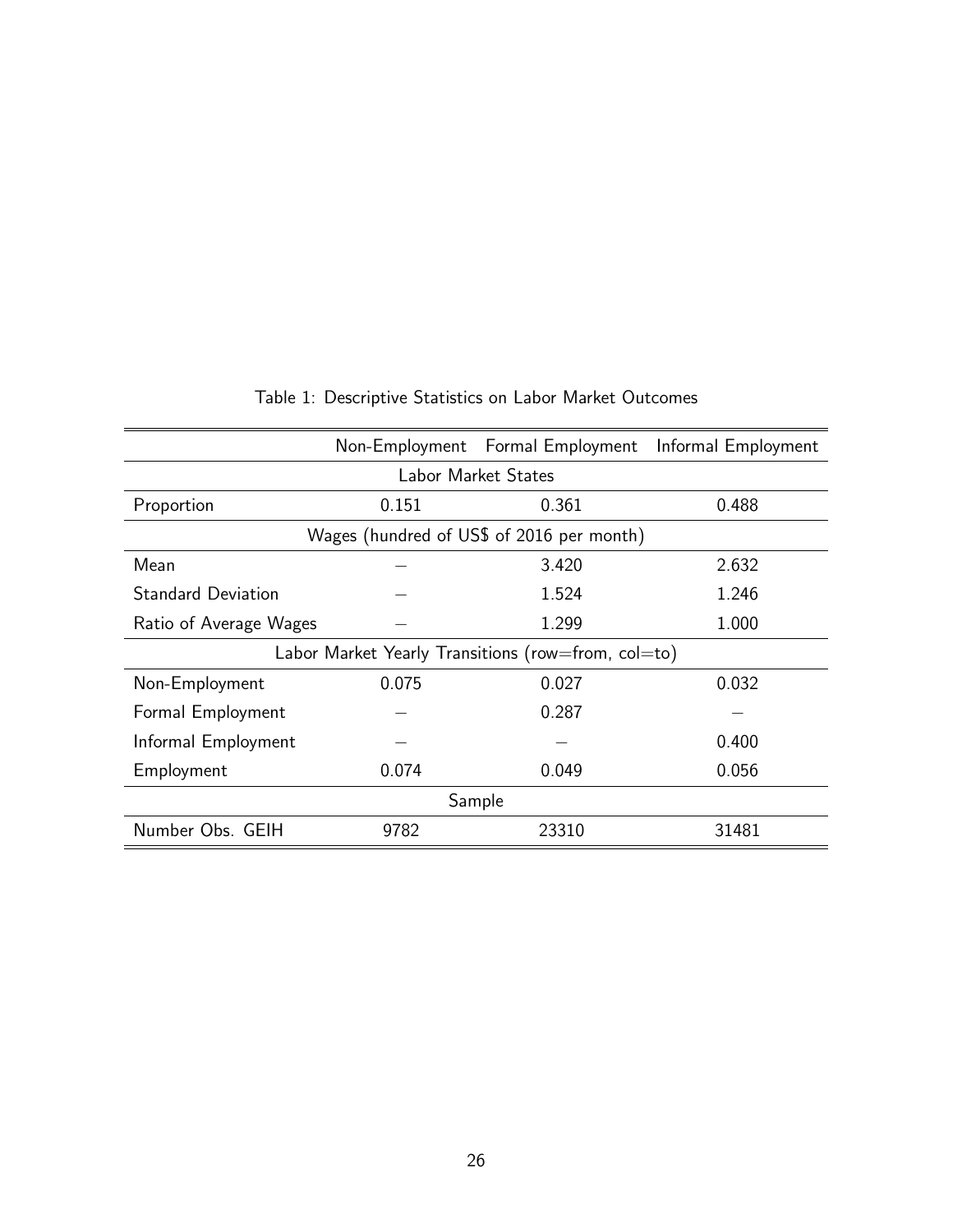Table 1: Descriptive Statistics on Labor Market Outcomes

| | Non-Employment | Formal Employment | Informal Employment |
|---|---|---|---|
| **Labor Market States** | | | |
| Proportion | 0.151 | 0.361 | 0.488 |
| **Wages (hundred of US$ of 2016 per month)** | | | |
| Mean | – | 3.420 | 2.632 |
| Standard Deviation | – | 1.524 | 1.246 |
| Ratio of Average Wages | – | 1.299 | 1.000 |
| **Labor Market Yearly Transitions (row=from, col=to)** | | | |
| Non-Employment | 0.075 | 0.027 | 0.032 |
| Formal Employment | – | 0.287 | – |
| Informal Employment | – | – | 0.400 |
| Employment | 0.074 | 0.049 | 0.056 |
| **Sample** | | | |
| Number Obs. GEIH | 9782 | 23310 | 31481 |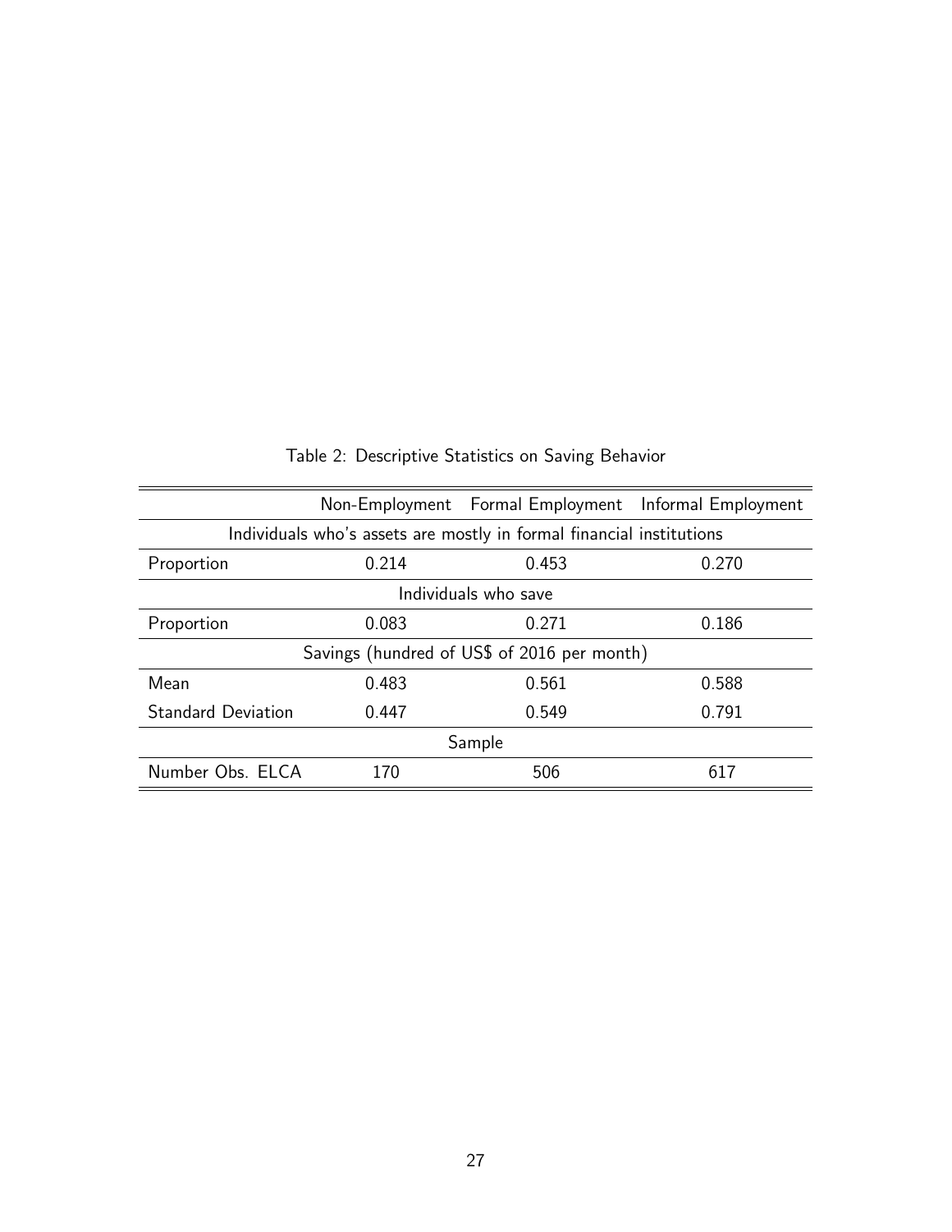Table 2: Descriptive Statistics on Saving Behavior

| | Non-Employment | Formal Employment | Informal Employment |
|---|---|---|---|
| Individuals who's assets are mostly in formal financial institutions | | | |
| Proportion | 0.214 | 0.453 | 0.270 |
| Individuals who save | | | |
| Proportion | 0.083 | 0.271 | 0.186 |
| Savings (hundred of US$ of 2016 per month) | | | |
| Mean | 0.483 | 0.561 | 0.588 |
| Standard Deviation | 0.447 | 0.549 | 0.791 |
| Sample | | | |
| Number Obs. ELCA | 170 | 506 | 617 |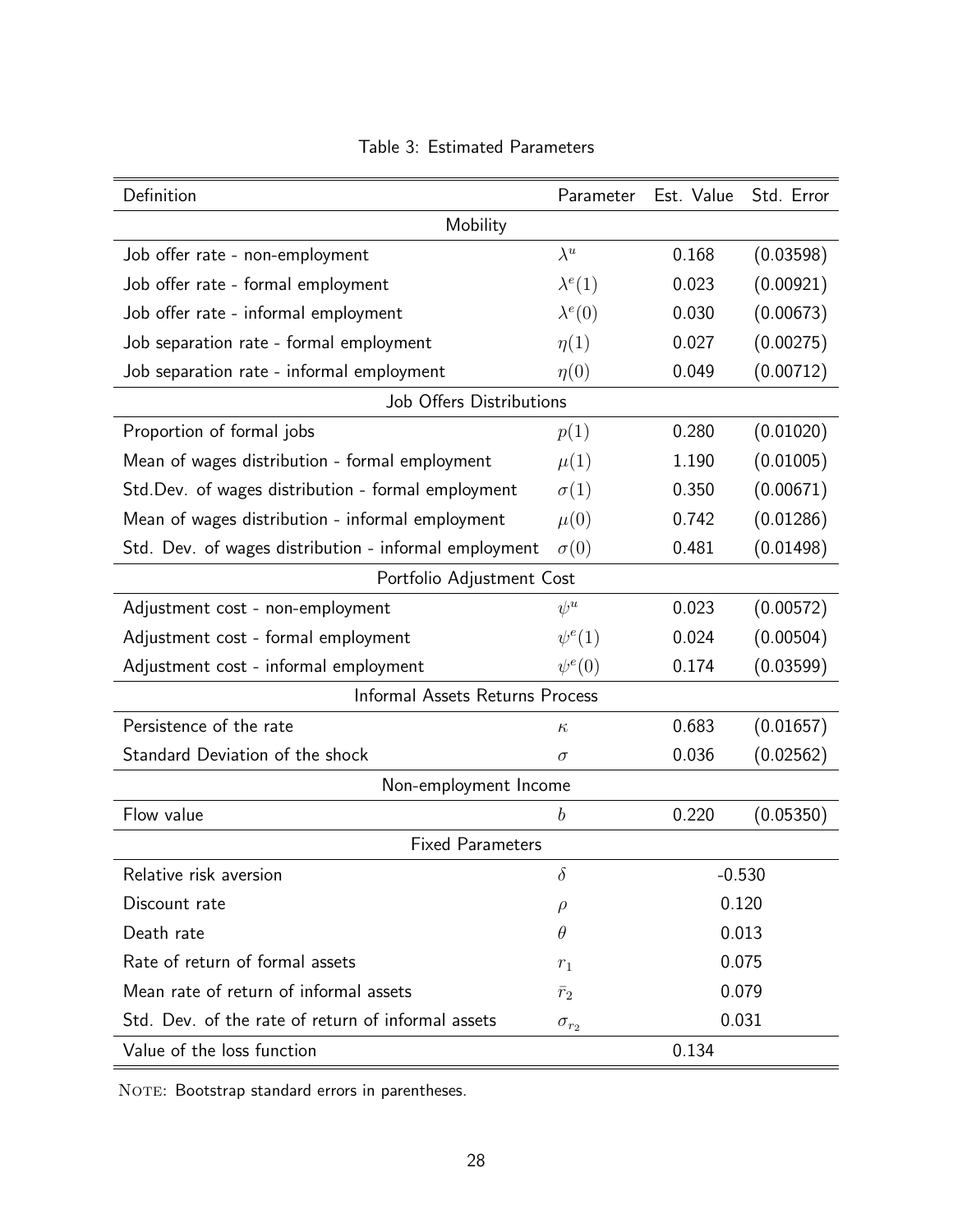Table 3: Estimated Parameters

| Definition | Parameter | Est. Value | Std. Error |
|---|---|---|---|
| **Mobility** | | | |
| Job offer rate - non-employment | $\lambda^u$ | 0.168 | (0.03598) |
| Job offer rate - formal employment | $\lambda^e(1)$ | 0.023 | (0.00921) |
| Job offer rate - informal employment | $\lambda^e(0)$ | 0.030 | (0.00673) |
| Job separation rate - formal employment | $\eta(1)$ | 0.027 | (0.00275) |
| Job separation rate - informal employment | $\eta(0)$ | 0.049 | (0.00712) |
| **Job Offers Distributions** | | | |
| Proportion of formal jobs | $p(1)$ | 0.280 | (0.01020) |
| Mean of wages distribution - formal employment | $\mu(1)$ | 1.190 | (0.01005) |
| Std.Dev. of wages distribution - formal employment | $\sigma(1)$ | 0.350 | (0.00671) |
| Mean of wages distribution - informal employment | $\mu(0)$ | 0.742 | (0.01286) |
| Std. Dev. of wages distribution - informal employment | $\sigma(0)$ | 0.481 | (0.01498) |
| **Portfolio Adjustment Cost** | | | |
| Adjustment cost - non-employment | $\psi^u$ | 0.023 | (0.00572) |
| Adjustment cost - formal employment | $\psi^e(1)$ | 0.024 | (0.00504) |
| Adjustment cost - informal employment | $\psi^e(0)$ | 0.174 | (0.03599) |
| **Informal Assets Returns Process** | | | |
| Persistence of the rate | $\kappa$ | 0.683 | (0.01657) |
| Standard Deviation of the shock | $\sigma$ | 0.036 | (0.02562) |
| **Non-employment Income** | | | |
| Flow value | $b$ | 0.220 | (0.05350) |
| **Fixed Parameters** | | | |
| Relative risk aversion | $\delta$ | -0.530 | |
| Discount rate | $\rho$ | 0.120 | |
| Death rate | $\theta$ | 0.013 | |
| Rate of return of formal assets | $r_1$ | 0.075 | |
| Mean rate of return of informal assets | $\bar{r}_2$ | 0.079 | |
| Std. Dev. of the rate of return of informal assets | $\sigma_{r_2}$ | 0.031 | |
| Value of the loss function | | 0.134 | |

NOTE: Bootstrap standard errors in parentheses.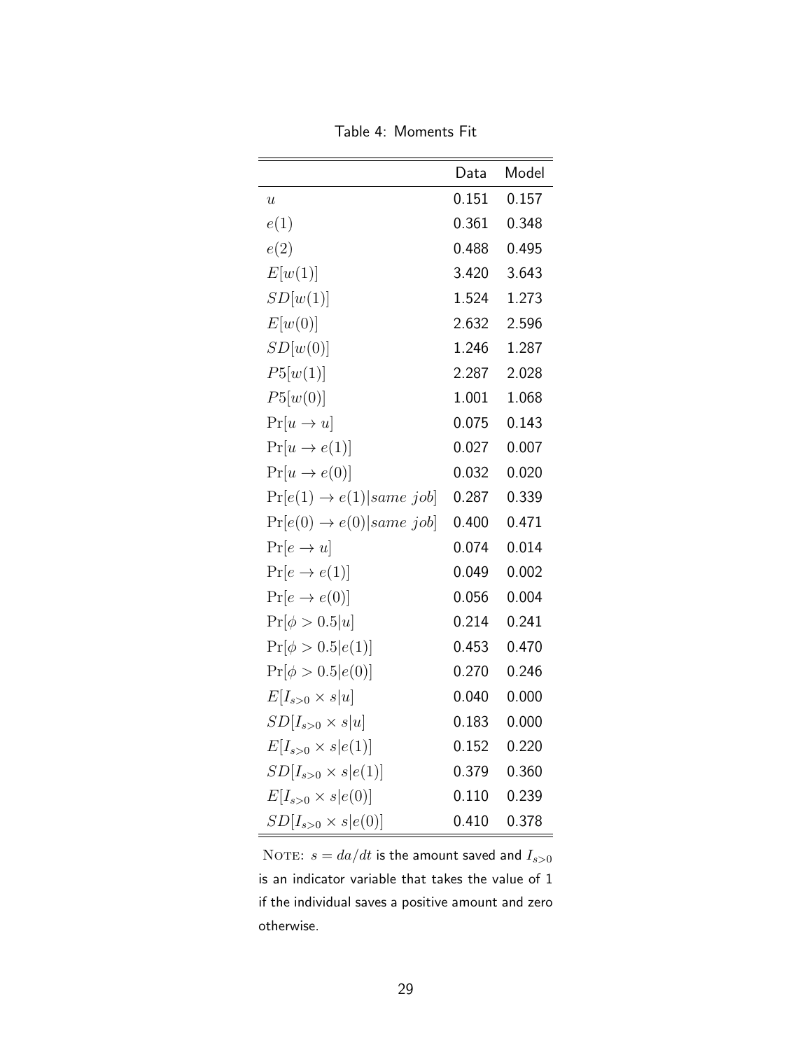Table 4: Moments Fit

| | Data | Model |
|---|---|---|
| $u$ | 0.151 | 0.157 |
| $e(1)$ | 0.361 | 0.348 |
| $e(2)$ | 0.488 | 0.495 |
| $E[w(1)]$ | 3.420 | 3.643 |
| $SD[w(1)]$ | 1.524 | 1.273 |
| $E[w(0)]$ | 2.632 | 2.596 |
| $SD[w(0)]$ | 1.246 | 1.287 |
| $P5[w(1)]$ | 2.287 | 2.028 |
| $P5[w(0)]$ | 1.001 | 1.068 |
| $\Pr[u \to u]$ | 0.075 | 0.143 |
| $\Pr[u \to e(1)]$ | 0.027 | 0.007 |
| $\Pr[u \to e(0)]$ | 0.032 | 0.020 |
| $\Pr[e(1) \to e(1) \mid same\ job]$ | 0.287 | 0.339 |
| $\Pr[e(0) \to e(0) \mid same\ job]$ | 0.400 | 0.471 |
| $\Pr[e \to u]$ | 0.074 | 0.014 |
| $\Pr[e \to e(1)]$ | 0.049 | 0.002 |
| $\Pr[e \to e(0)]$ | 0.056 | 0.004 |
| $\Pr[\phi > 0.5 \mid u]$ | 0.214 | 0.241 |
| $\Pr[\phi > 0.5 \mid e(1)]$ | 0.453 | 0.470 |
| $\Pr[\phi > 0.5 \mid e(0)]$ | 0.270 | 0.246 |
| $E[I_{s>0} \times s \mid u]$ | 0.040 | 0.000 |
| $SD[I_{s>0} \times s \mid u]$ | 0.183 | 0.000 |
| $E[I_{s>0} \times s \mid e(1)]$ | 0.152 | 0.220 |
| $SD[I_{s>0} \times s \mid e(1)]$ | 0.379 | 0.360 |
| $E[I_{s>0} \times s \mid e(0)]$ | 0.110 | 0.239 |
| $SD[I_{s>0} \times s \mid e(0)]$ | 0.410 | 0.378 |

NOTE: $s = da/dt$ is the amount saved and $I_{s>0}$ is an indicator variable that takes the value of 1 if the individual saves a positive amount and zero otherwise.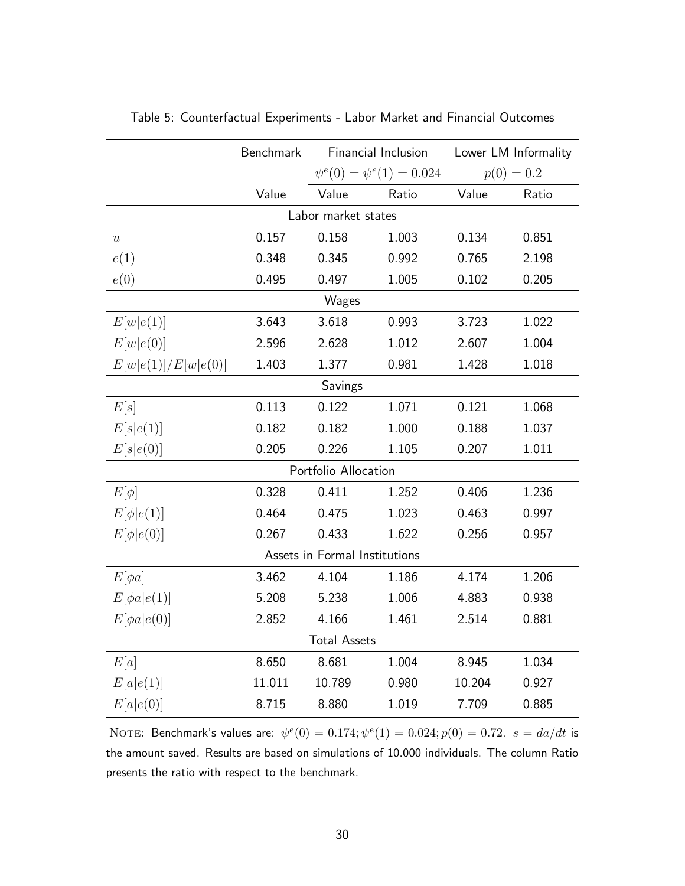Table 5: Counterfactual Experiments - Labor Market and Financial Outcomes

| | Benchmark | Financial Inclusion | | Lower LM Informality | |
|---|---|---|---|---|---|
| | | $\psi^e(0) = \psi^e(1) = 0.024$ | | $p(0) = 0.2$ | |
| | Value | Value | Ratio | Value | Ratio |
| **Labor market states** | | | | | |
| $u$ | 0.157 | 0.158 | 1.003 | 0.134 | 0.851 |
| $e(1)$ | 0.348 | 0.345 | 0.992 | 0.765 | 2.198 |
| $e(0)$ | 0.495 | 0.497 | 1.005 | 0.102 | 0.205 |
| **Wages** | | | | | |
| $E[w\|e(1)]$ | 3.643 | 3.618 | 0.993 | 3.723 | 1.022 |
| $E[w\|e(0)]$ | 2.596 | 2.628 | 1.012 | 2.607 | 1.004 |
| $E[w\|e(1)]/E[w\|e(0)]$ | 1.403 | 1.377 | 0.981 | 1.428 | 1.018 |
| **Savings** | | | | | |
| $E[s]$ | 0.113 | 0.122 | 1.071 | 0.121 | 1.068 |
| $E[s\|e(1)]$ | 0.182 | 0.182 | 1.000 | 0.188 | 1.037 |
| $E[s\|e(0)]$ | 0.205 | 0.226 | 1.105 | 0.207 | 1.011 |
| **Portfolio Allocation** | | | | | |
| $E[\phi]$ | 0.328 | 0.411 | 1.252 | 0.406 | 1.236 |
| $E[\phi\|e(1)]$ | 0.464 | 0.475 | 1.023 | 0.463 | 0.997 |
| $E[\phi\|e(0)]$ | 0.267 | 0.433 | 1.622 | 0.256 | 0.957 |
| **Assets in Formal Institutions** | | | | | |
| $E[\phi a]$ | 3.462 | 4.104 | 1.186 | 4.174 | 1.206 |
| $E[\phi a\|e(1)]$ | 5.208 | 5.238 | 1.006 | 4.883 | 0.938 |
| $E[\phi a\|e(0)]$ | 2.852 | 4.166 | 1.461 | 2.514 | 0.881 |
| **Total Assets** | | | | | |
| $E[a]$ | 8.650 | 8.681 | 1.004 | 8.945 | 1.034 |
| $E[a\|e(1)]$ | 11.011 | 10.789 | 0.980 | 10.204 | 0.927 |
| $E[a\|e(0)]$ | 8.715 | 8.880 | 1.019 | 7.709 | 0.885 |

NOTE: Benchmark's values are: $\psi^e(0) = 0.174; \psi^e(1) = 0.024; p(0) = 0.72$. $s = da/dt$ is the amount saved. Results are based on simulations of 10.000 individuals. The column Ratio presents the ratio with respect to the benchmark.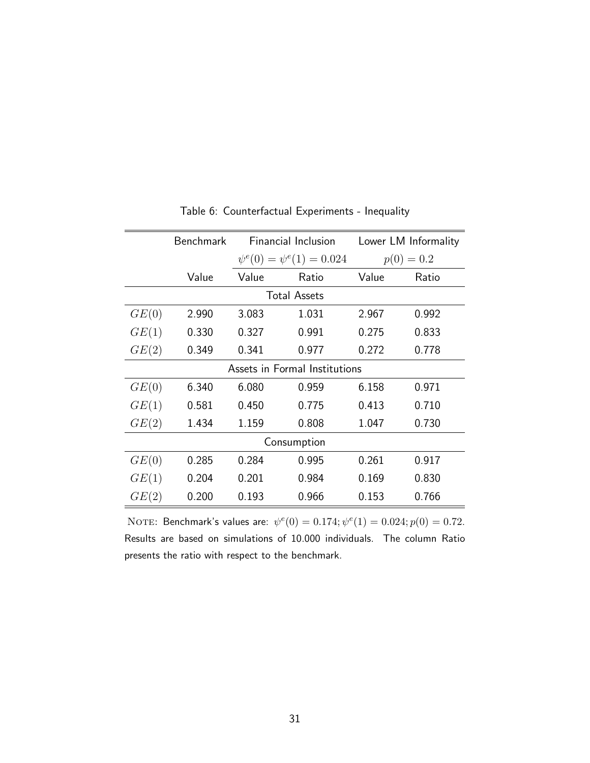Table 6: Counterfactual Experiments - Inequality

| | Benchmark | Financial Inclusion | | Lower LM Informality | |
|---|---|---|---|---|---|
| | | $\psi^e(0) = \psi^e(1) = 0.024$ | | $p(0) = 0.2$ | |
| | Value | Value | Ratio | Value | Ratio |
| **Total Assets** | | | | | |
| $GE(0)$ | 2.990 | 3.083 | 1.031 | 2.967 | 0.992 |
| $GE(1)$ | 0.330 | 0.327 | 0.991 | 0.275 | 0.833 |
| $GE(2)$ | 0.349 | 0.341 | 0.977 | 0.272 | 0.778 |
| **Assets in Formal Institutions** | | | | | |
| $GE(0)$ | 6.340 | 6.080 | 0.959 | 6.158 | 0.971 |
| $GE(1)$ | 0.581 | 0.450 | 0.775 | 0.413 | 0.710 |
| $GE(2)$ | 1.434 | 1.159 | 0.808 | 1.047 | 0.730 |
| **Consumption** | | | | | |
| $GE(0)$ | 0.285 | 0.284 | 0.995 | 0.261 | 0.917 |
| $GE(1)$ | 0.204 | 0.201 | 0.984 | 0.169 | 0.830 |
| $GE(2)$ | 0.200 | 0.193 | 0.966 | 0.153 | 0.766 |

NOTE: Benchmark's values are: $\psi^e(0) = 0.174; \psi^e(1) = 0.024; p(0) = 0.72$. Results are based on simulations of 10.000 individuals. The column Ratio presents the ratio with respect to the benchmark.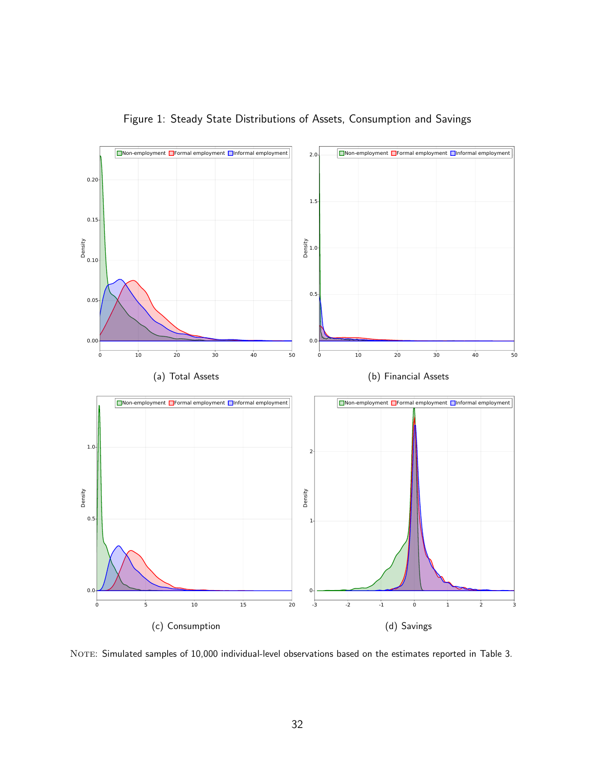Figure 1: Steady State Distributions of Assets, Consumption and Savings

Non-employment
Formal employment
Informal employment

Density

0.00
0.05
0.10
0.15
0.20

0
10
20
30
40
50

(a) Total Assets

Non-employment
Formal employment
Informal employment

Density

0.0
0.5
1.0
1.5
2.0

0
10
20
30
40
50

(b) Financial Assets

Non-employment
Formal employment
Informal employment

Density

0.0
0.5
1.0

0
5
10
15
20

(c) Consumption

Non-employment
Formal employment
Informal employment

Density

0
1
2

-3
-2
-1
0
1
2
3

(d) Savings

NOTE: Simulated samples of 10,000 individual-level observations based on the estimates reported in Table 3.